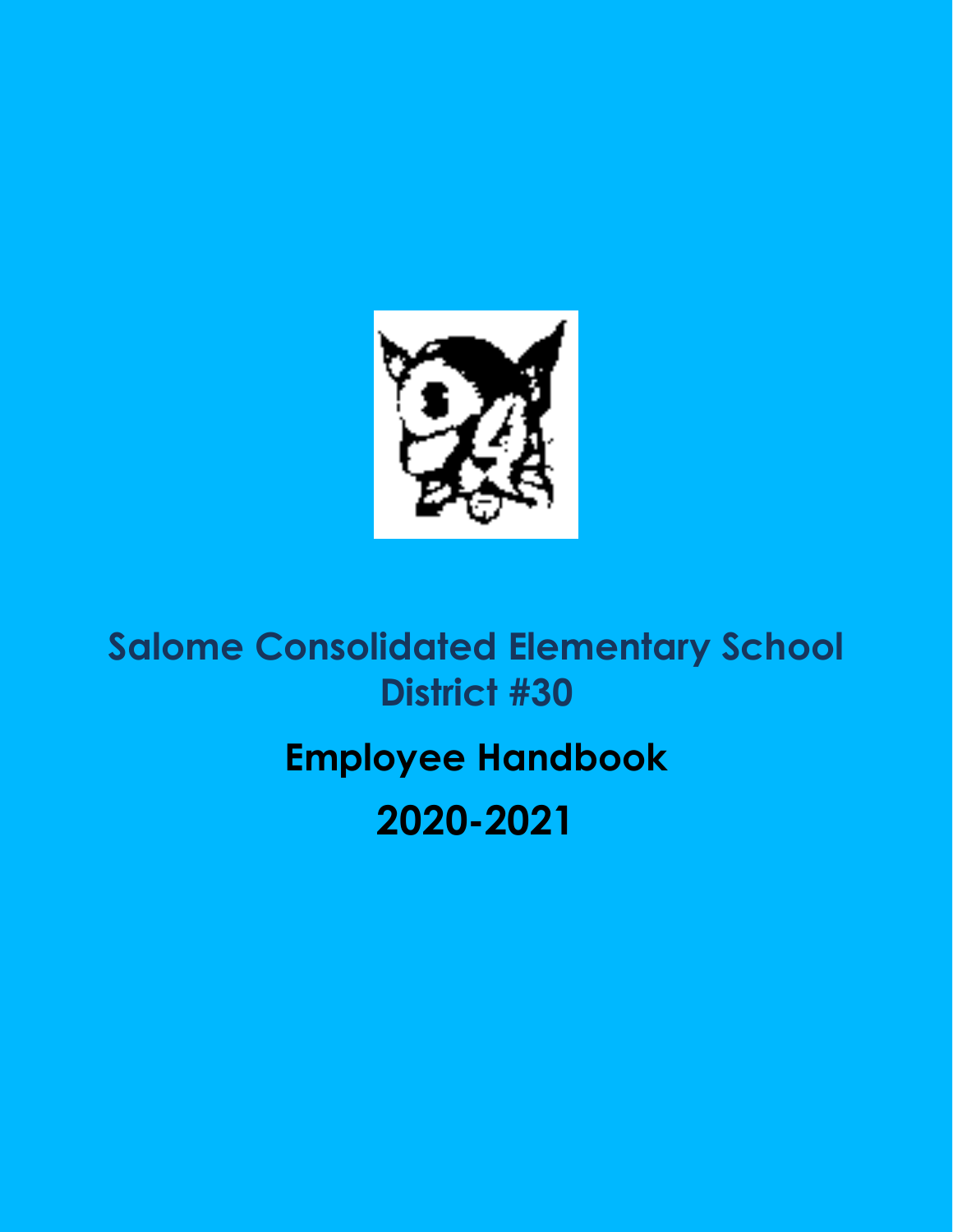# Salome Consolidated Elementary School District #30

## Employee Handbook

## 2020-2021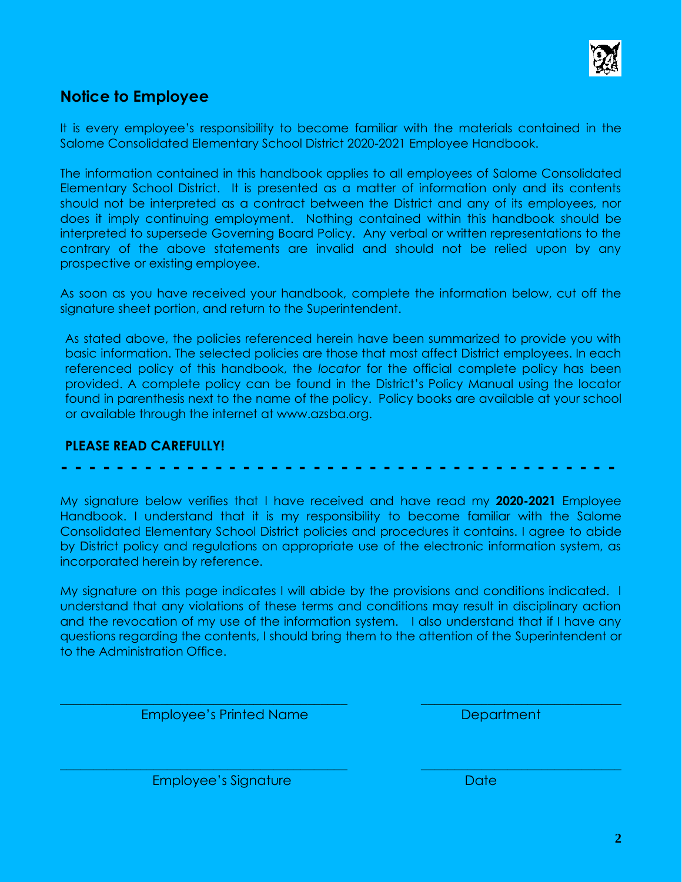## Notice to Employee

It is every employee's responsibility to become familiar with the materials contained in the Salome Consolidated Elementary School District 2020-2021 Employee Handbook.

The information contained in this handbook applies to all employees of Salome Consolidated Elementary School District. It is presented as a matter of information only and its contents should not be interpreted as a contract between the District and any of its employees, nor does it imply continuing employment. Nothing contained within this handbook should be interpreted to supersede Governing Board Policy. Any verbal or written representations to the contrary of the above statements are invalid and should not be relied upon by any prospective or existing employee.

As soon as you have received your handbook, complete the information below, cut off the signature sheet portion, and return to the Superintendent.

As stated above, the policies referenced herein have been summarized to provide you with basic information. The selected policies are those that most affect District employees. In each referenced policy of this handbook, the *locator* for the official complete policy has been provided. A complete policy can be found in the District's Policy Manual using the locator found in parenthesis next to the name of the policy. Policy books are available at your school or available through the internet at www.azsba.org.

**PLEASE READ CAREFULLY!**

- - - - - - - - - - - - - - - - - - - - - - - - - - - - - - - - - - - - - - - - - - -

My signature below verifies that I have received and have read my **2020-2021** Employee Handbook. I understand that it is my responsibility to become familiar with the Salome Consolidated Elementary School District policies and procedures it contains. I agree to abide by District policy and regulations on appropriate use of the electronic information system, as incorporated herein by reference.

My signature on this page indicates I will abide by the provisions and conditions indicated. I understand that any violations of these terms and conditions may result in disciplinary action and the revocation of my use of the information system. I also understand that if I have any questions regarding the contents, I should bring them to the attention of the Superintendent or to the Administration Office.

\_\_\_\_\_\_\_\_\_\_\_\_\_\_\_\_\_\_\_\_\_\_\_\_\_\_\_\_\_\_\_\_\_\_\_\_\_\_ \_\_\_\_\_\_\_\_\_\_\_\_\_\_\_\_\_\_\_\_\_\_\_\_\_\_\_
Employee's Printed Name Department

\_\_\_\_\_\_\_\_\_\_\_\_\_\_\_\_\_\_\_\_\_\_\_\_\_\_\_\_\_\_\_\_\_\_\_\_\_\_ \_\_\_\_\_\_\_\_\_\_\_\_\_\_\_\_\_\_\_\_\_\_\_\_\_\_\_
Employee's Signature Date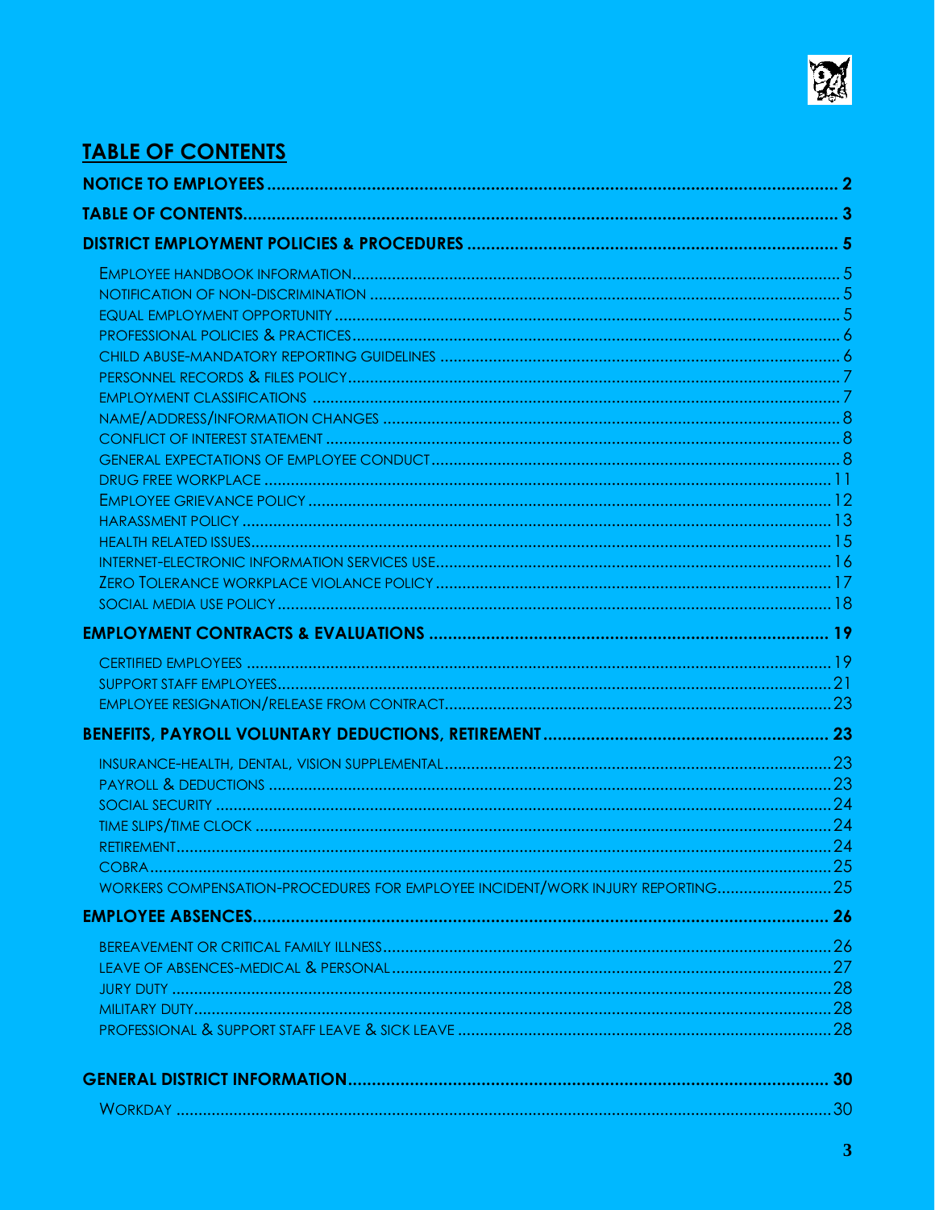## TABLE OF CONTENTS

**NOTICE TO EMPLOYEES** .......... 2

**TABLE OF CONTENTS** .......... 3

**DISTRICT EMPLOYMENT POLICIES & PROCEDURES** .......... 5

- EMPLOYEE HANDBOOK INFORMATION .......... 5
- NOTIFICATION OF NON-DISCRIMINATION .......... 5
- EQUAL EMPLOYMENT OPPORTUNITY .......... 5
- PROFESSIONAL POLICIES & PRACTICES .......... 6
- CHILD ABUSE-MANDATORY REPORTING GUIDELINES .......... 6
- PERSONNEL RECORDS & FILES POLICY .......... 7
- EMPLOYMENT CLASSIFICATIONS .......... 7
- NAME/ADDRESS/INFORMATION CHANGES .......... 8
- CONFLICT OF INTEREST STATEMENT .......... 8
- GENERAL EXPECTATIONS OF EMPLOYEE CONDUCT .......... 8
- DRUG FREE WORKPLACE .......... 11
- EMPLOYEE GRIEVANCE POLICY .......... 12
- HARASSMENT POLICY .......... 13
- HEALTH RELATED ISSUES .......... 15
- INTERNET-ELECTRONIC INFORMATION SERVICES USE .......... 16
- ZERO TOLERANCE WORKPLACE VIOLANCE POLICY .......... 17
- SOCIAL MEDIA USE POLICY .......... 18

**EMPLOYMENT CONTRACTS & EVALUATIONS** .......... 19

- CERTIFIED EMPLOYEES .......... 19
- SUPPORT STAFF EMPLOYEES .......... 21
- EMPLOYEE RESIGNATION/RELEASE FROM CONTRACT .......... 23

**BENEFITS, PAYROLL VOLUNTARY DEDUCTIONS, RETIREMENT** .......... 23

- INSURANCE-HEALTH, DENTAL, VISION SUPPLEMENTAL .......... 23
- PAYROLL & DEDUCTIONS .......... 23
- SOCIAL SECURITY .......... 24
- TIME SLIPS/TIME CLOCK .......... 24
- RETIREMENT .......... 24
- COBRA .......... 25
- WORKERS COMPENSATION-PROCEDURES FOR EMPLOYEE INCIDENT/WORK INJURY REPORTING .......... 25

**EMPLOYEE ABSENCES** .......... 26

- BEREAVEMENT OR CRITICAL FAMILY ILLNESS .......... 26
- LEAVE OF ABSENCES-MEDICAL & PERSONAL .......... 27
- JURY DUTY .......... 28
- MILITARY DUTY .......... 28
- PROFESSIONAL & SUPPORT STAFF LEAVE & SICK LEAVE .......... 28

**GENERAL DISTRICT INFORMATION** .......... 30

- WORKDAY .......... 30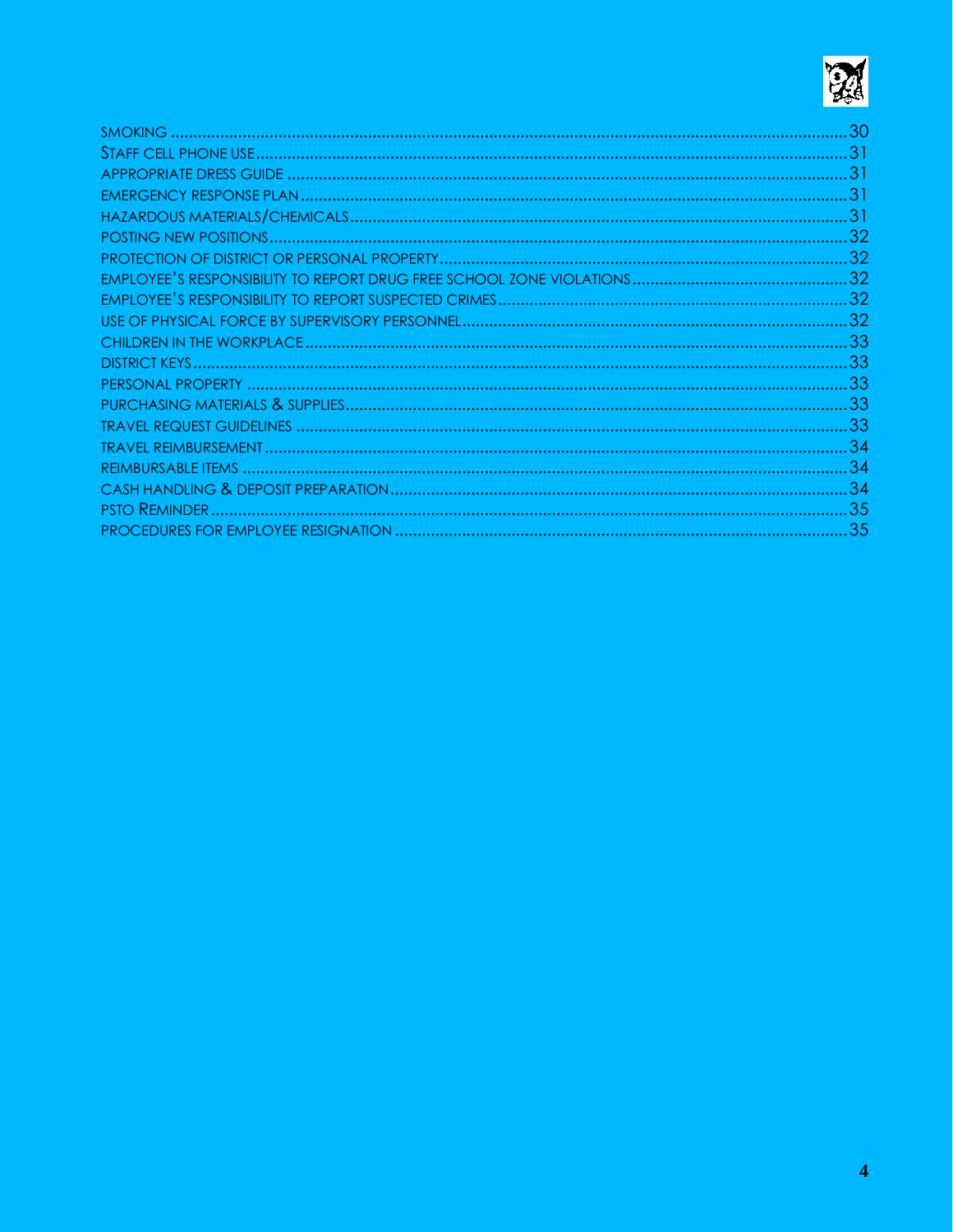| | |
|---|---|
| SMOKING | 30 |
| STAFF CELL PHONE USE | 31 |
| APPROPRIATE DRESS GUIDE | 31 |
| EMERGENCY RESPONSE PLAN | 31 |
| HAZARDOUS MATERIALS/CHEMICALS | 31 |
| POSTING NEW POSITIONS | 32 |
| PROTECTION OF DISTRICT OR PERSONAL PROPERTY | 32 |
| EMPLOYEE'S RESPONSIBILITY TO REPORT DRUG FREE SCHOOL ZONE VIOLATIONS | 32 |
| EMPLOYEE'S RESPONSIBILITY TO REPORT SUSPECTED CRIMES | 32 |
| USE OF PHYSICAL FORCE BY SUPERVISORY PERSONNEL | 32 |
| CHILDREN IN THE WORKPLACE | 33 |
| DISTRICT KEYS | 33 |
| PERSONAL PROPERTY | 33 |
| PURCHASING MATERIALS & SUPPLIES | 33 |
| TRAVEL REQUEST GUIDELINES | 33 |
| TRAVEL REIMBURSEMENT | 34 |
| REIMBURSABLE ITEMS | 34 |
| CASH HANDLING & DEPOSIT PREPARATION | 34 |
| PSTO REMINDER | 35 |
| PROCEDURES FOR EMPLOYEE RESIGNATION | 35 |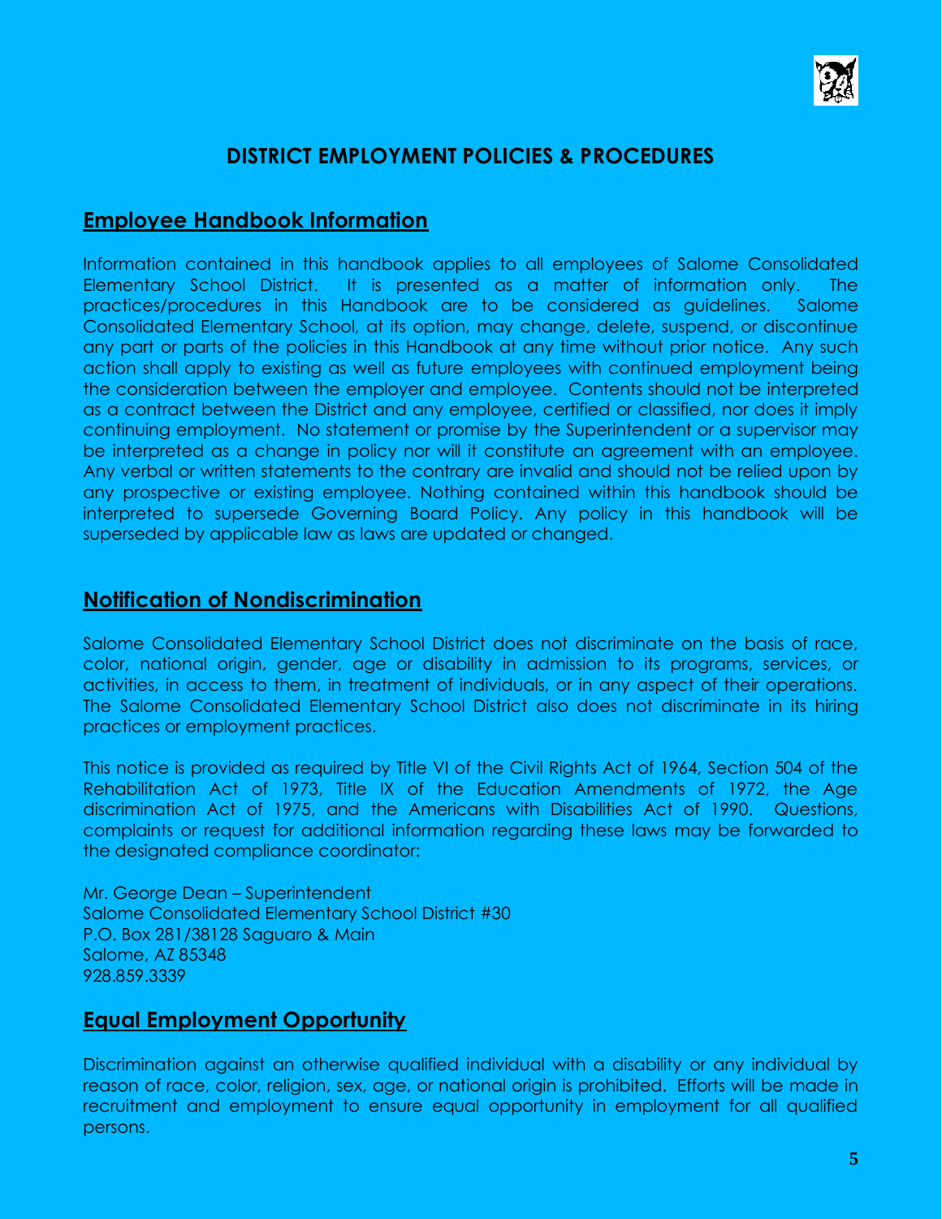# DISTRICT EMPLOYMENT POLICIES & PROCEDURES

## Employee Handbook Information

Information contained in this handbook applies to all employees of Salome Consolidated Elementary School District. It is presented as a matter of information only. The practices/procedures in this Handbook are to be considered as guidelines. Salome Consolidated Elementary School, at its option, may change, delete, suspend, or discontinue any part or parts of the policies in this Handbook at any time without prior notice. Any such action shall apply to existing as well as future employees with continued employment being the consideration between the employer and employee. Contents should not be interpreted as a contract between the District and any employee, certified or classified, nor does it imply continuing employment. No statement or promise by the Superintendent or a supervisor may be interpreted as a change in policy nor will it constitute an agreement with an employee. Any verbal or written statements to the contrary are invalid and should not be relied upon by any prospective or existing employee. Nothing contained within this handbook should be interpreted to supersede Governing Board Policy. Any policy in this handbook will be superseded by applicable law as laws are updated or changed.

## Notification of Nondiscrimination

Salome Consolidated Elementary School District does not discriminate on the basis of race, color, national origin, gender, age or disability in admission to its programs, services, or activities, in access to them, in treatment of individuals, or in any aspect of their operations. The Salome Consolidated Elementary School District also does not discriminate in its hiring practices or employment practices.

This notice is provided as required by Title VI of the Civil Rights Act of 1964, Section 504 of the Rehabilitation Act of 1973, Title IX of the Education Amendments of 1972, the Age discrimination Act of 1975, and the Americans with Disabilities Act of 1990. Questions, complaints or request for additional information regarding these laws may be forwarded to the designated compliance coordinator:

Mr. George Dean – Superintendent
Salome Consolidated Elementary School District #30
P.O. Box 281/38128 Saguaro & Main
Salome, AZ 85348
928.859.3339

## Equal Employment Opportunity

Discrimination against an otherwise qualified individual with a disability or any individual by reason of race, color, religion, sex, age, or national origin is prohibited. Efforts will be made in recruitment and employment to ensure equal opportunity in employment for all qualified persons.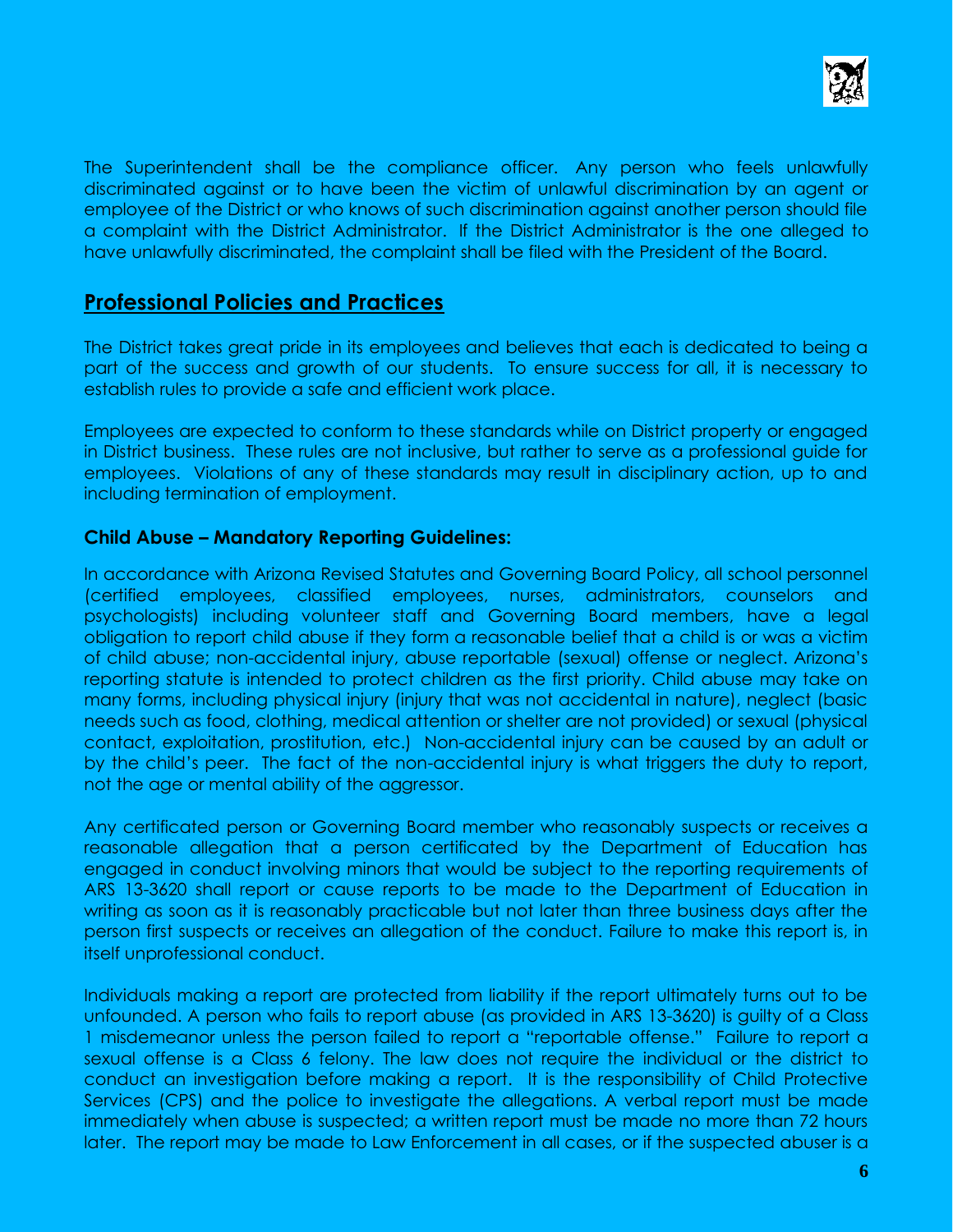The Superintendent shall be the compliance officer. Any person who feels unlawfully discriminated against or to have been the victim of unlawful discrimination by an agent or employee of the District or who knows of such discrimination against another person should file a complaint with the District Administrator. If the District Administrator is the one alleged to have unlawfully discriminated, the complaint shall be filed with the President of the Board.

## Professional Policies and Practices

The District takes great pride in its employees and believes that each is dedicated to being a part of the success and growth of our students. To ensure success for all, it is necessary to establish rules to provide a safe and efficient work place.

Employees are expected to conform to these standards while on District property or engaged in District business. These rules are not inclusive, but rather to serve as a professional guide for employees. Violations of any of these standards may result in disciplinary action, up to and including termination of employment.

### Child Abuse – Mandatory Reporting Guidelines:

In accordance with Arizona Revised Statutes and Governing Board Policy, all school personnel (certified employees, classified employees, nurses, administrators, counselors and psychologists) including volunteer staff and Governing Board members, have a legal obligation to report child abuse if they form a reasonable belief that a child is or was a victim of child abuse; non-accidental injury, abuse reportable (sexual) offense or neglect. Arizona's reporting statute is intended to protect children as the first priority. Child abuse may take on many forms, including physical injury (injury that was not accidental in nature), neglect (basic needs such as food, clothing, medical attention or shelter are not provided) or sexual (physical contact, exploitation, prostitution, etc.) Non-accidental injury can be caused by an adult or by the child's peer. The fact of the non-accidental injury is what triggers the duty to report, not the age or mental ability of the aggressor.

Any certificated person or Governing Board member who reasonably suspects or receives a reasonable allegation that a person certificated by the Department of Education has engaged in conduct involving minors that would be subject to the reporting requirements of ARS 13-3620 shall report or cause reports to be made to the Department of Education in writing as soon as it is reasonably practicable but not later than three business days after the person first suspects or receives an allegation of the conduct. Failure to make this report is, in itself unprofessional conduct.

Individuals making a report are protected from liability if the report ultimately turns out to be unfounded. A person who fails to report abuse (as provided in ARS 13-3620) is guilty of a Class 1 misdemeanor unless the person failed to report a "reportable offense." Failure to report a sexual offense is a Class 6 felony. The law does not require the individual or the district to conduct an investigation before making a report. It is the responsibility of Child Protective Services (CPS) and the police to investigate the allegations. A verbal report must be made immediately when abuse is suspected; a written report must be made no more than 72 hours later. The report may be made to Law Enforcement in all cases, or if the suspected abuser is a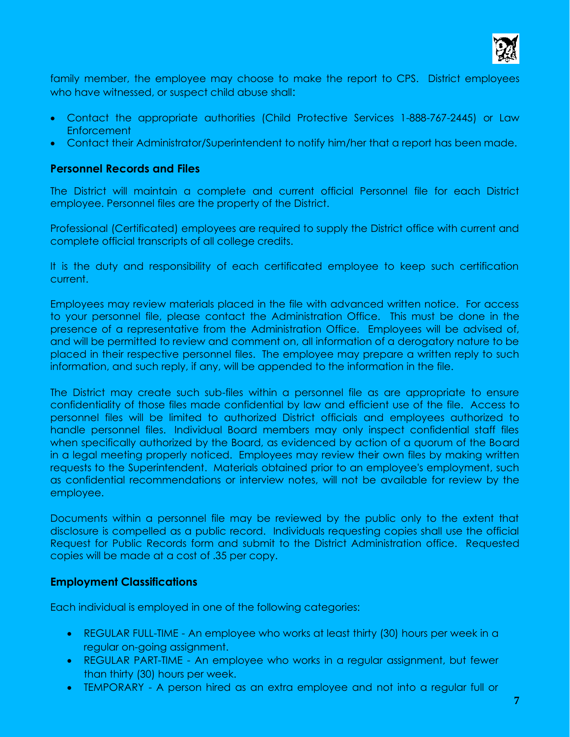family member, the employee may choose to make the report to CPS. District employees who have witnessed, or suspect child abuse shall:

- Contact the appropriate authorities (Child Protective Services 1-888-767-2445) or Law Enforcement
- Contact their Administrator/Superintendent to notify him/her that a report has been made.

### Personnel Records and Files

The District will maintain a complete and current official Personnel file for each District employee. Personnel files are the property of the District.

Professional (Certificated) employees are required to supply the District office with current and complete official transcripts of all college credits.

It is the duty and responsibility of each certificated employee to keep such certification current.

Employees may review materials placed in the file with advanced written notice. For access to your personnel file, please contact the Administration Office. This must be done in the presence of a representative from the Administration Office. Employees will be advised of, and will be permitted to review and comment on, all information of a derogatory nature to be placed in their respective personnel files. The employee may prepare a written reply to such information, and such reply, if any, will be appended to the information in the file.

The District may create such sub-files within a personnel file as are appropriate to ensure confidentiality of those files made confidential by law and efficient use of the file. Access to personnel files will be limited to authorized District officials and employees authorized to handle personnel files. Individual Board members may only inspect confidential staff files when specifically authorized by the Board, as evidenced by action of a quorum of the Board in a legal meeting properly noticed. Employees may review their own files by making written requests to the Superintendent. Materials obtained prior to an employee's employment, such as confidential recommendations or interview notes, will not be available for review by the employee.

Documents within a personnel file may be reviewed by the public only to the extent that disclosure is compelled as a public record. Individuals requesting copies shall use the official Request for Public Records form and submit to the District Administration office. Requested copies will be made at a cost of .35 per copy.

### Employment Classifications

Each individual is employed in one of the following categories:

- REGULAR FULL-TIME - An employee who works at least thirty (30) hours per week in a regular on-going assignment.
- REGULAR PART-TIME - An employee who works in a regular assignment, but fewer than thirty (30) hours per week.
- TEMPORARY - A person hired as an extra employee and not into a regular full or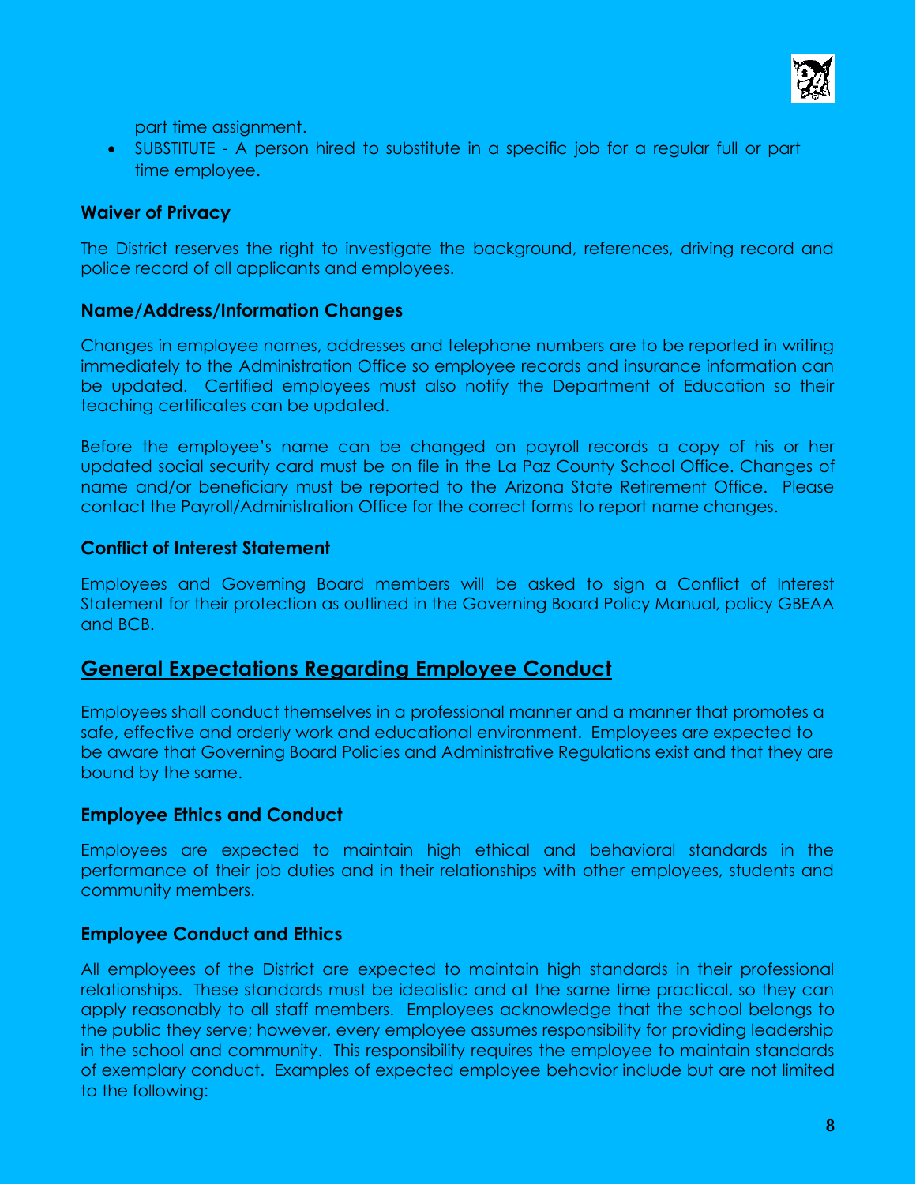part time assignment.

- SUBSTITUTE - A person hired to substitute in a specific job for a regular full or part time employee.

### Waiver of Privacy

The District reserves the right to investigate the background, references, driving record and police record of all applicants and employees.

### Name/Address/Information Changes

Changes in employee names, addresses and telephone numbers are to be reported in writing immediately to the Administration Office so employee records and insurance information can be updated. Certified employees must also notify the Department of Education so their teaching certificates can be updated.

Before the employee's name can be changed on payroll records a copy of his or her updated social security card must be on file in the La Paz County School Office. Changes of name and/or beneficiary must be reported to the Arizona State Retirement Office. Please contact the Payroll/Administration Office for the correct forms to report name changes.

### Conflict of Interest Statement

Employees and Governing Board members will be asked to sign a Conflict of Interest Statement for their protection as outlined in the Governing Board Policy Manual, policy GBEAA and BCB.

## General Expectations Regarding Employee Conduct

Employees shall conduct themselves in a professional manner and a manner that promotes a safe, effective and orderly work and educational environment. Employees are expected to be aware that Governing Board Policies and Administrative Regulations exist and that they are bound by the same.

### Employee Ethics and Conduct

Employees are expected to maintain high ethical and behavioral standards in the performance of their job duties and in their relationships with other employees, students and community members.

### Employee Conduct and Ethics

All employees of the District are expected to maintain high standards in their professional relationships. These standards must be idealistic and at the same time practical, so they can apply reasonably to all staff members. Employees acknowledge that the school belongs to the public they serve; however, every employee assumes responsibility for providing leadership in the school and community. This responsibility requires the employee to maintain standards of exemplary conduct. Examples of expected employee behavior include but are not limited to the following: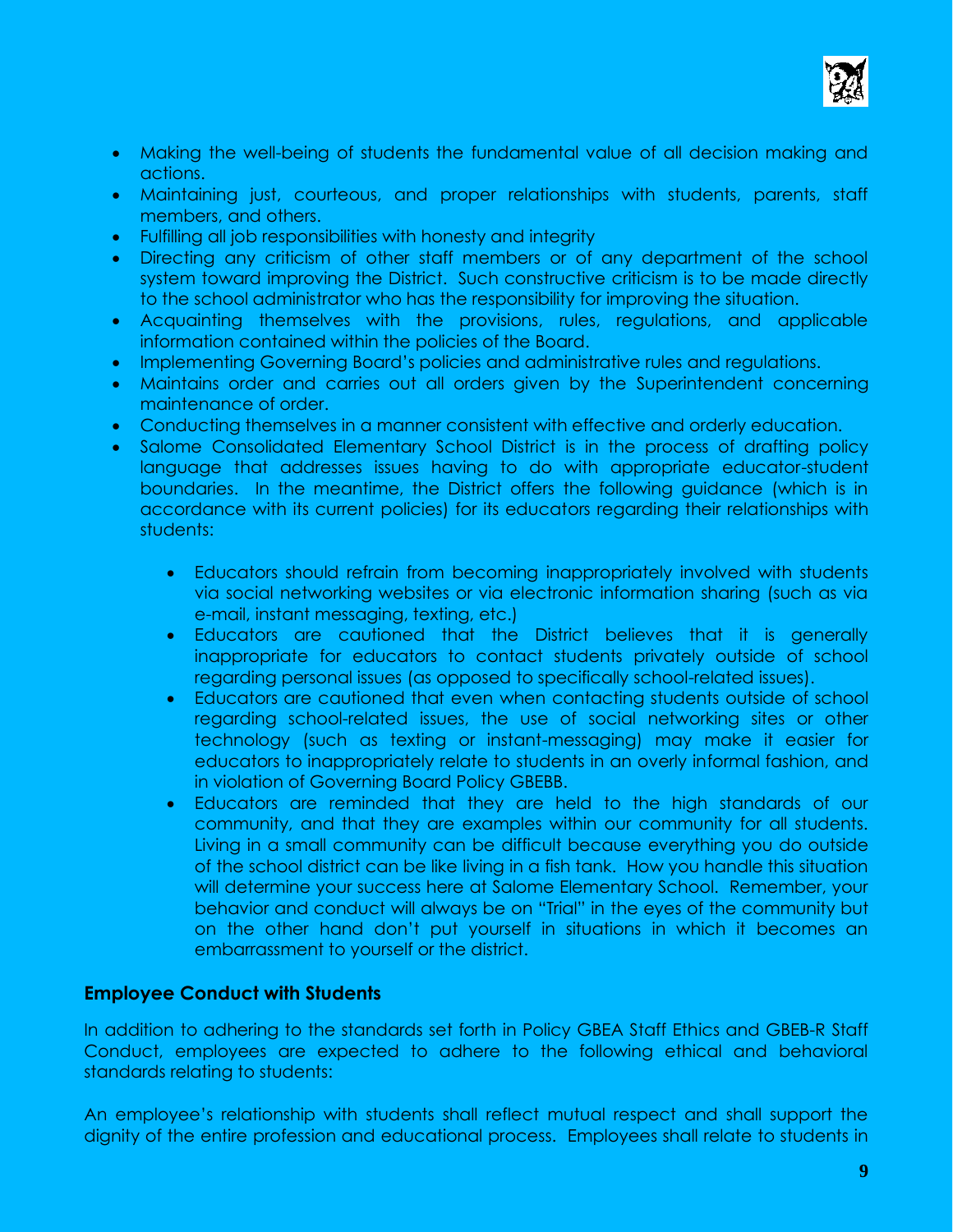- Making the well-being of students the fundamental value of all decision making and actions.
- Maintaining just, courteous, and proper relationships with students, parents, staff members, and others.
- Fulfilling all job responsibilities with honesty and integrity
- Directing any criticism of other staff members or of any department of the school system toward improving the District. Such constructive criticism is to be made directly to the school administrator who has the responsibility for improving the situation.
- Acquainting themselves with the provisions, rules, regulations, and applicable information contained within the policies of the Board.
- Implementing Governing Board's policies and administrative rules and regulations.
- Maintains order and carries out all orders given by the Superintendent concerning maintenance of order.
- Conducting themselves in a manner consistent with effective and orderly education.
- Salome Consolidated Elementary School District is in the process of drafting policy language that addresses issues having to do with appropriate educator-student boundaries. In the meantime, the District offers the following guidance (which is in accordance with its current policies) for its educators regarding their relationships with students:
    - Educators should refrain from becoming inappropriately involved with students via social networking websites or via electronic information sharing (such as via e-mail, instant messaging, texting, etc.)
    - Educators are cautioned that the District believes that it is generally inappropriate for educators to contact students privately outside of school regarding personal issues (as opposed to specifically school-related issues).
    - Educators are cautioned that even when contacting students outside of school regarding school-related issues, the use of social networking sites or other technology (such as texting or instant-messaging) may make it easier for educators to inappropriately relate to students in an overly informal fashion, and in violation of Governing Board Policy GBEBB.
    - Educators are reminded that they are held to the high standards of our community, and that they are examples within our community for all students. Living in a small community can be difficult because everything you do outside of the school district can be like living in a fish tank. How you handle this situation will determine your success here at Salome Elementary School. Remember, your behavior and conduct will always be on "Trial" in the eyes of the community but on the other hand don't put yourself in situations in which it becomes an embarrassment to yourself or the district.

### Employee Conduct with Students

In addition to adhering to the standards set forth in Policy GBEA Staff Ethics and GBEB-R Staff Conduct, employees are expected to adhere to the following ethical and behavioral standards relating to students:

An employee's relationship with students shall reflect mutual respect and shall support the dignity of the entire profession and educational process. Employees shall relate to students in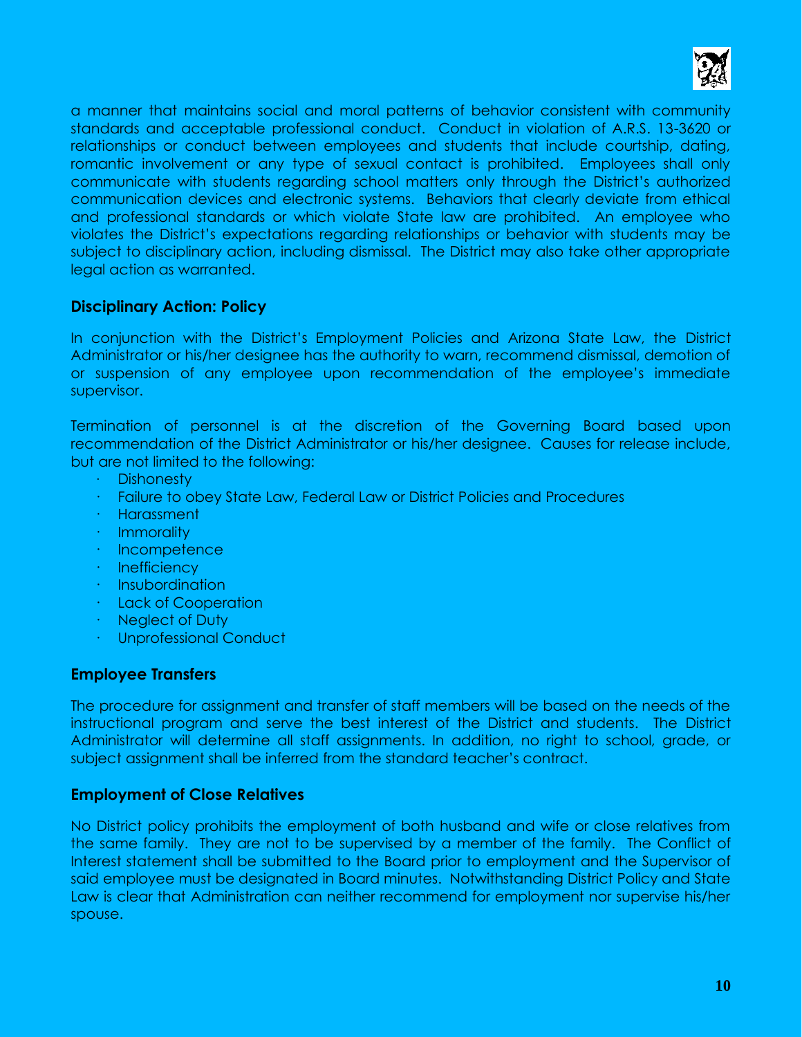a manner that maintains social and moral patterns of behavior consistent with community standards and acceptable professional conduct. Conduct in violation of A.R.S. 13-3620 or relationships or conduct between employees and students that include courtship, dating, romantic involvement or any type of sexual contact is prohibited. Employees shall only communicate with students regarding school matters only through the District's authorized communication devices and electronic systems. Behaviors that clearly deviate from ethical and professional standards or which violate State law are prohibited. An employee who violates the District's expectations regarding relationships or behavior with students may be subject to disciplinary action, including dismissal. The District may also take other appropriate legal action as warranted.

## Disciplinary Action: Policy

In conjunction with the District's Employment Policies and Arizona State Law, the District Administrator or his/her designee has the authority to warn, recommend dismissal, demotion of or suspension of any employee upon recommendation of the employee's immediate supervisor.

Termination of personnel is at the discretion of the Governing Board based upon recommendation of the District Administrator or his/her designee. Causes for release include, but are not limited to the following:

- Dishonesty
- Failure to obey State Law, Federal Law or District Policies and Procedures
- Harassment
- Immorality
- Incompetence
- Inefficiency
- Insubordination
- Lack of Cooperation
- Neglect of Duty
- Unprofessional Conduct

## Employee Transfers

The procedure for assignment and transfer of staff members will be based on the needs of the instructional program and serve the best interest of the District and students. The District Administrator will determine all staff assignments. In addition, no right to school, grade, or subject assignment shall be inferred from the standard teacher's contract.

## Employment of Close Relatives

No District policy prohibits the employment of both husband and wife or close relatives from the same family. They are not to be supervised by a member of the family. The Conflict of Interest statement shall be submitted to the Board prior to employment and the Supervisor of said employee must be designated in Board minutes. Notwithstanding District Policy and State Law is clear that Administration can neither recommend for employment nor supervise his/her spouse.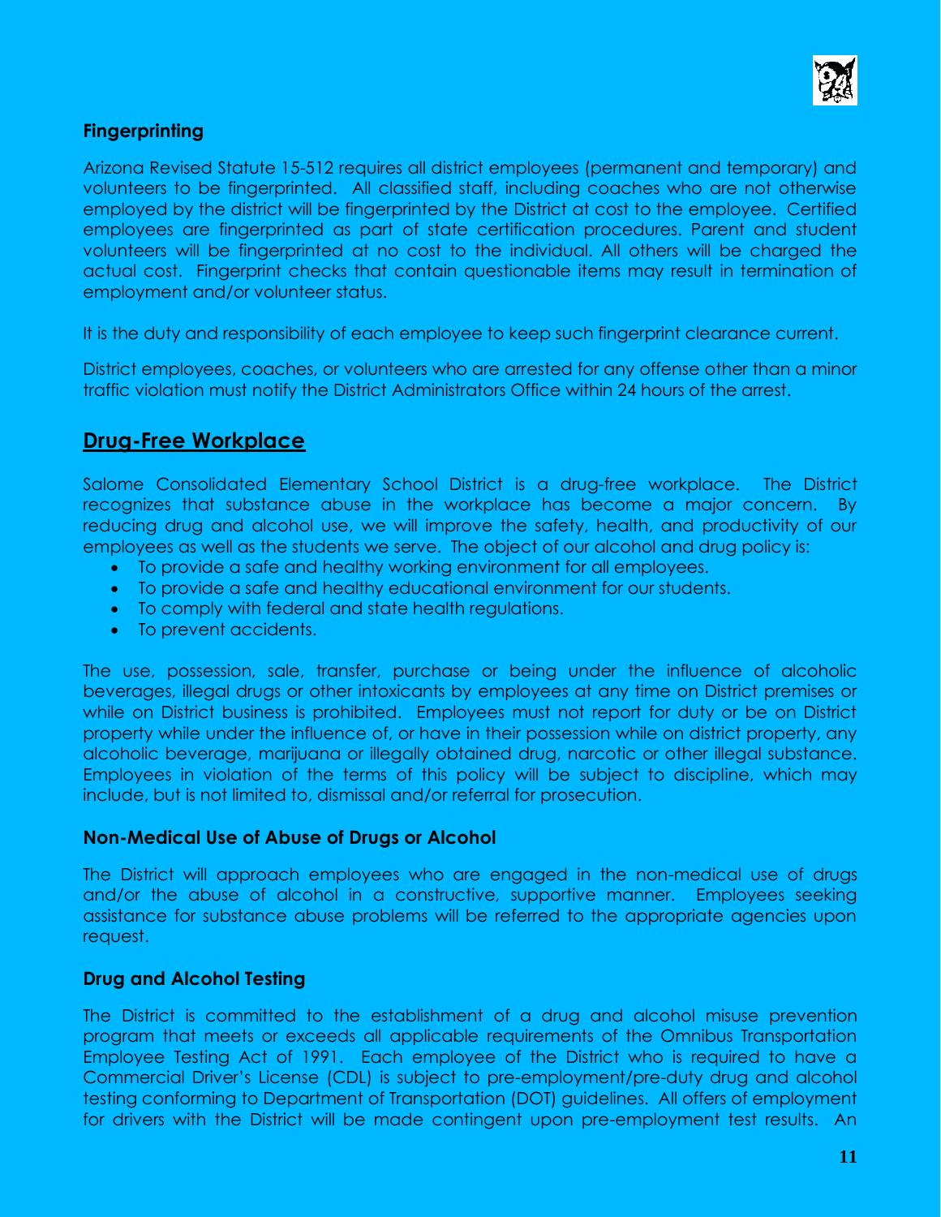### Fingerprinting

Arizona Revised Statute 15-512 requires all district employees (permanent and temporary) and volunteers to be fingerprinted. All classified staff, including coaches who are not otherwise employed by the district will be fingerprinted by the District at cost to the employee. Certified employees are fingerprinted as part of state certification procedures. Parent and student volunteers will be fingerprinted at no cost to the individual. All others will be charged the actual cost. Fingerprint checks that contain questionable items may result in termination of employment and/or volunteer status.

It is the duty and responsibility of each employee to keep such fingerprint clearance current.

District employees, coaches, or volunteers who are arrested for any offense other than a minor traffic violation must notify the District Administrators Office within 24 hours of the arrest.

## Drug-Free Workplace

Salome Consolidated Elementary School District is a drug-free workplace. The District recognizes that substance abuse in the workplace has become a major concern. By reducing drug and alcohol use, we will improve the safety, health, and productivity of our employees as well as the students we serve. The object of our alcohol and drug policy is:

- To provide a safe and healthy working environment for all employees.
- To provide a safe and healthy educational environment for our students.
- To comply with federal and state health regulations.
- To prevent accidents.

The use, possession, sale, transfer, purchase or being under the influence of alcoholic beverages, illegal drugs or other intoxicants by employees at any time on District premises or while on District business is prohibited. Employees must not report for duty or be on District property while under the influence of, or have in their possession while on district property, any alcoholic beverage, marijuana or illegally obtained drug, narcotic or other illegal substance. Employees in violation of the terms of this policy will be subject to discipline, which may include, but is not limited to, dismissal and/or referral for prosecution.

### Non-Medical Use of Abuse of Drugs or Alcohol

The District will approach employees who are engaged in the non-medical use of drugs and/or the abuse of alcohol in a constructive, supportive manner. Employees seeking assistance for substance abuse problems will be referred to the appropriate agencies upon request.

### Drug and Alcohol Testing

The District is committed to the establishment of a drug and alcohol misuse prevention program that meets or exceeds all applicable requirements of the Omnibus Transportation Employee Testing Act of 1991. Each employee of the District who is required to have a Commercial Driver's License (CDL) is subject to pre-employment/pre-duty drug and alcohol testing conforming to Department of Transportation (DOT) guidelines. All offers of employment for drivers with the District will be made contingent upon pre-employment test results. An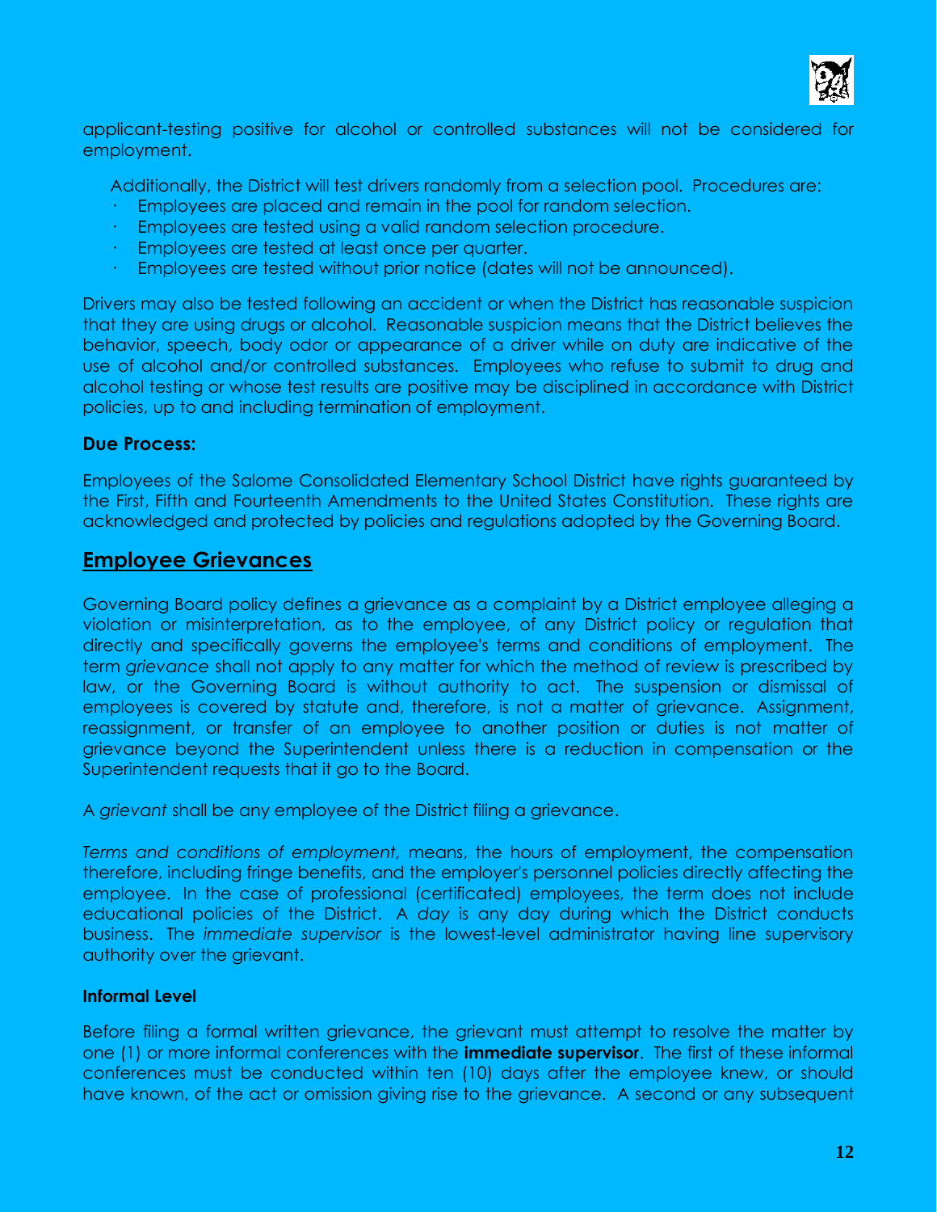applicant-testing positive for alcohol or controlled substances will not be considered for employment.

Additionally, the District will test drivers randomly from a selection pool. Procedures are:

- Employees are placed and remain in the pool for random selection.
- Employees are tested using a valid random selection procedure.
- Employees are tested at least once per quarter.
- Employees are tested without prior notice (dates will not be announced).

Drivers may also be tested following an accident or when the District has reasonable suspicion that they are using drugs or alcohol. Reasonable suspicion means that the District believes the behavior, speech, body odor or appearance of a driver while on duty are indicative of the use of alcohol and/or controlled substances. Employees who refuse to submit to drug and alcohol testing or whose test results are positive may be disciplined in accordance with District policies, up to and including termination of employment.

**Due Process:**

Employees of the Salome Consolidated Elementary School District have rights guaranteed by the First, Fifth and Fourteenth Amendments to the United States Constitution. These rights are acknowledged and protected by policies and regulations adopted by the Governing Board.

## Employee Grievances

Governing Board policy defines a grievance as a complaint by a District employee alleging a violation or misinterpretation, as to the employee, of any District policy or regulation that directly and specifically governs the employee's terms and conditions of employment. The term *grievance* shall not apply to any matter for which the method of review is prescribed by law, or the Governing Board is without authority to act. The suspension or dismissal of employees is covered by statute and, therefore, is not a matter of grievance. Assignment, reassignment, or transfer of an employee to another position or duties is not matter of grievance beyond the Superintendent unless there is a reduction in compensation or the Superintendent requests that it go to the Board.

A *grievant* shall be any employee of the District filing a grievance.

*Terms and conditions of employment,* means, the hours of employment, the compensation therefore, including fringe benefits, and the employer's personnel policies directly affecting the employee. In the case of professional (certificated) employees, the term does not include educational policies of the District. A *day* is any day during which the District conducts business. The *immediate supervisor* is the lowest-level administrator having line supervisory authority over the grievant.

**Informal Level**

Before filing a formal written grievance, the grievant must attempt to resolve the matter by one (1) or more informal conferences with the **immediate supervisor**. The first of these informal conferences must be conducted within ten (10) days after the employee knew, or should have known, of the act or omission giving rise to the grievance. A second or any subsequent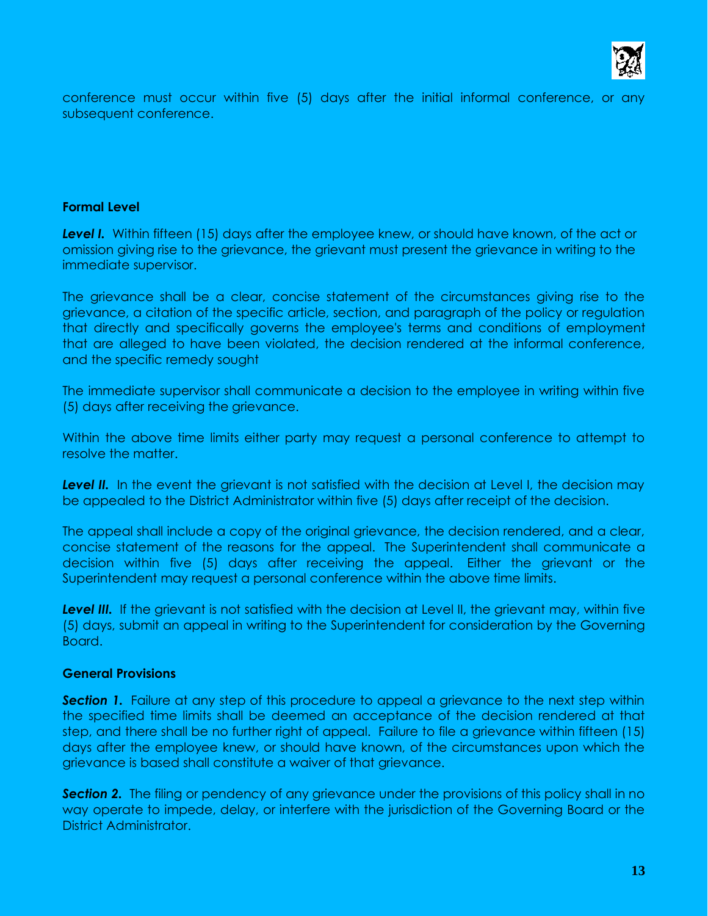conference must occur within five (5) days after the initial informal conference, or any subsequent conference.

**Formal Level**

***Level I.*** Within fifteen (15) days after the employee knew, or should have known, of the act or omission giving rise to the grievance, the grievant must present the grievance in writing to the immediate supervisor.

The grievance shall be a clear, concise statement of the circumstances giving rise to the grievance, a citation of the specific article, section, and paragraph of the policy or regulation that directly and specifically governs the employee's terms and conditions of employment that are alleged to have been violated, the decision rendered at the informal conference, and the specific remedy sought

The immediate supervisor shall communicate a decision to the employee in writing within five (5) days after receiving the grievance.

Within the above time limits either party may request a personal conference to attempt to resolve the matter.

***Level II.*** In the event the grievant is not satisfied with the decision at Level I, the decision may be appealed to the District Administrator within five (5) days after receipt of the decision.

The appeal shall include a copy of the original grievance, the decision rendered, and a clear, concise statement of the reasons for the appeal. The Superintendent shall communicate a decision within five (5) days after receiving the appeal. Either the grievant or the Superintendent may request a personal conference within the above time limits.

***Level III.*** If the grievant is not satisfied with the decision at Level II, the grievant may, within five (5) days, submit an appeal in writing to the Superintendent for consideration by the Governing Board.

**General Provisions**

***Section 1.*** Failure at any step of this procedure to appeal a grievance to the next step within the specified time limits shall be deemed an acceptance of the decision rendered at that step, and there shall be no further right of appeal. Failure to file a grievance within fifteen (15) days after the employee knew, or should have known, of the circumstances upon which the grievance is based shall constitute a waiver of that grievance.

***Section 2.*** The filing or pendency of any grievance under the provisions of this policy shall in no way operate to impede, delay, or interfere with the jurisdiction of the Governing Board or the District Administrator.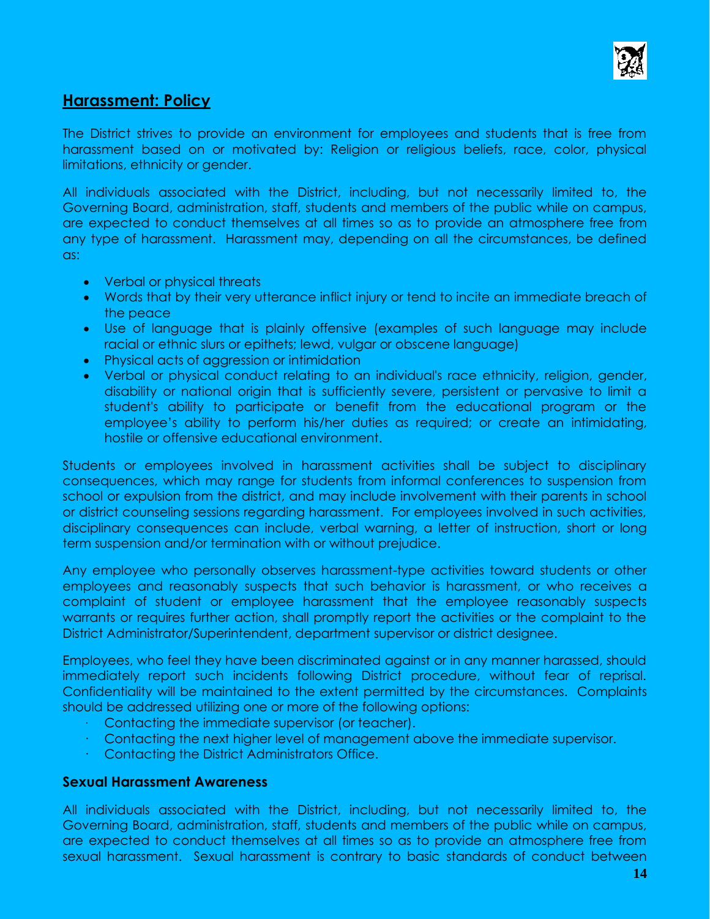## Harassment: Policy

The District strives to provide an environment for employees and students that is free from harassment based on or motivated by: Religion or religious beliefs, race, color, physical limitations, ethnicity or gender.

All individuals associated with the District, including, but not necessarily limited to, the Governing Board, administration, staff, students and members of the public while on campus, are expected to conduct themselves at all times so as to provide an atmosphere free from any type of harassment. Harassment may, depending on all the circumstances, be defined as:

- Verbal or physical threats
- Words that by their very utterance inflict injury or tend to incite an immediate breach of the peace
- Use of language that is plainly offensive (examples of such language may include racial or ethnic slurs or epithets; lewd, vulgar or obscene language)
- Physical acts of aggression or intimidation
- Verbal or physical conduct relating to an individual's race ethnicity, religion, gender, disability or national origin that is sufficiently severe, persistent or pervasive to limit a student's ability to participate or benefit from the educational program or the employee's ability to perform his/her duties as required; or create an intimidating, hostile or offensive educational environment.

Students or employees involved in harassment activities shall be subject to disciplinary consequences, which may range for students from informal conferences to suspension from school or expulsion from the district, and may include involvement with their parents in school or district counseling sessions regarding harassment. For employees involved in such activities, disciplinary consequences can include, verbal warning, a letter of instruction, short or long term suspension and/or termination with or without prejudice.

Any employee who personally observes harassment-type activities toward students or other employees and reasonably suspects that such behavior is harassment, or who receives a complaint of student or employee harassment that the employee reasonably suspects warrants or requires further action, shall promptly report the activities or the complaint to the District Administrator/Superintendent, department supervisor or district designee.

Employees, who feel they have been discriminated against or in any manner harassed, should immediately report such incidents following District procedure, without fear of reprisal. Confidentiality will be maintained to the extent permitted by the circumstances. Complaints should be addressed utilizing one or more of the following options:

- Contacting the immediate supervisor (or teacher).
- Contacting the next higher level of management above the immediate supervisor.
- Contacting the District Administrators Office.

### Sexual Harassment Awareness

All individuals associated with the District, including, but not necessarily limited to, the Governing Board, administration, staff, students and members of the public while on campus, are expected to conduct themselves at all times so as to provide an atmosphere free from sexual harassment. Sexual harassment is contrary to basic standards of conduct between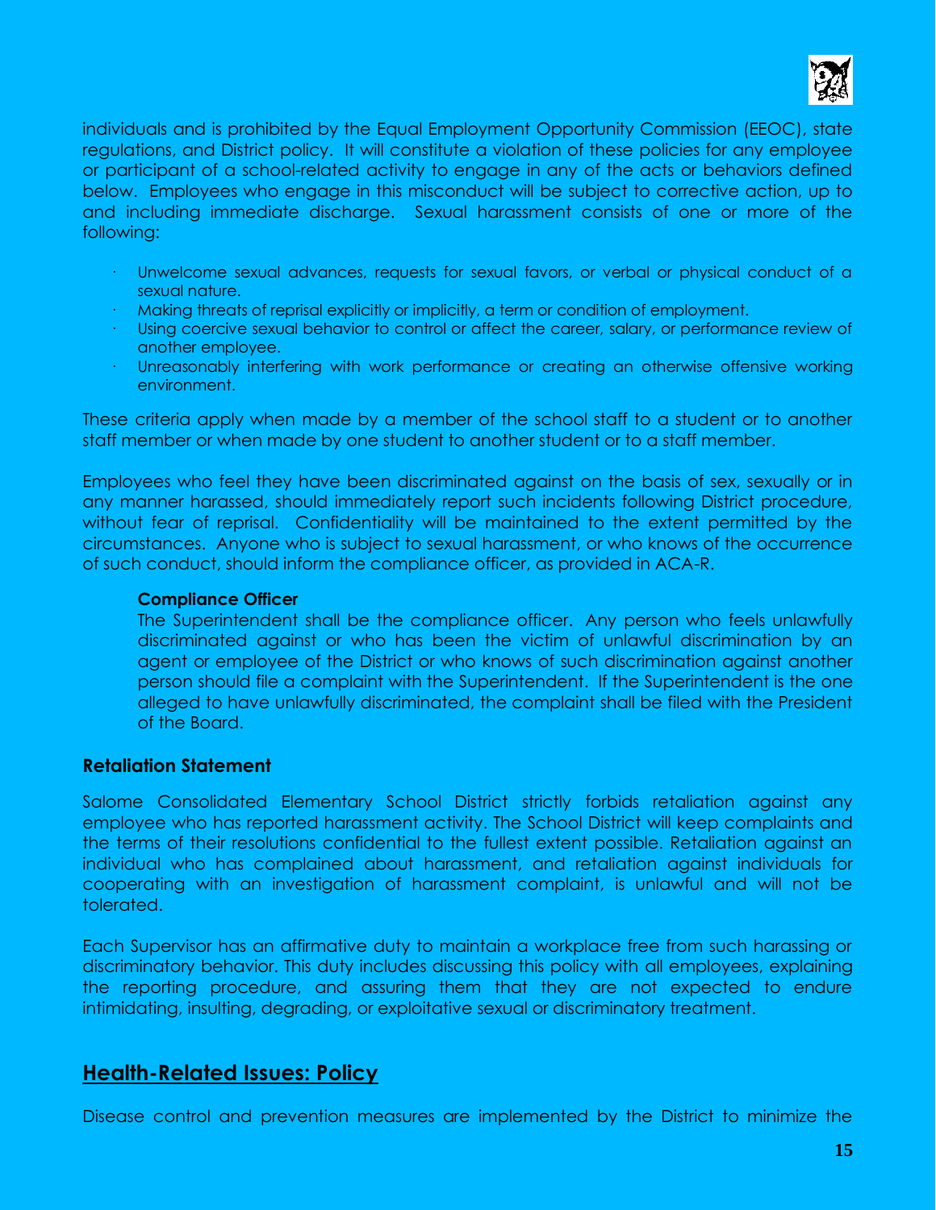individuals and is prohibited by the Equal Employment Opportunity Commission (EEOC), state regulations, and District policy. It will constitute a violation of these policies for any employee or participant of a school-related activity to engage in any of the acts or behaviors defined below. Employees who engage in this misconduct will be subject to corrective action, up to and including immediate discharge. Sexual harassment consists of one or more of the following:

- Unwelcome sexual advances, requests for sexual favors, or verbal or physical conduct of a sexual nature.
- Making threats of reprisal explicitly or implicitly, a term or condition of employment.
- Using coercive sexual behavior to control or affect the career, salary, or performance review of another employee.
- Unreasonably interfering with work performance or creating an otherwise offensive working environment.

These criteria apply when made by a member of the school staff to a student or to another staff member or when made by one student to another student or to a staff member.

Employees who feel they have been discriminated against on the basis of sex, sexually or in any manner harassed, should immediately report such incidents following District procedure, without fear of reprisal. Confidentiality will be maintained to the extent permitted by the circumstances. Anyone who is subject to sexual harassment, or who knows of the occurrence of such conduct, should inform the compliance officer, as provided in ACA-R.

**Compliance Officer**

The Superintendent shall be the compliance officer. Any person who feels unlawfully discriminated against or who has been the victim of unlawful discrimination by an agent or employee of the District or who knows of such discrimination against another person should file a complaint with the Superintendent. If the Superintendent is the one alleged to have unlawfully discriminated, the complaint shall be filed with the President of the Board.

**Retaliation Statement**

Salome Consolidated Elementary School District strictly forbids retaliation against any employee who has reported harassment activity. The School District will keep complaints and the terms of their resolutions confidential to the fullest extent possible. Retaliation against an individual who has complained about harassment, and retaliation against individuals for cooperating with an investigation of harassment complaint, is unlawful and will not be tolerated.

Each Supervisor has an affirmative duty to maintain a workplace free from such harassing or discriminatory behavior. This duty includes discussing this policy with all employees, explaining the reporting procedure, and assuring them that they are not expected to endure intimidating, insulting, degrading, or exploitative sexual or discriminatory treatment.

## Health-Related Issues: Policy

Disease control and prevention measures are implemented by the District to minimize the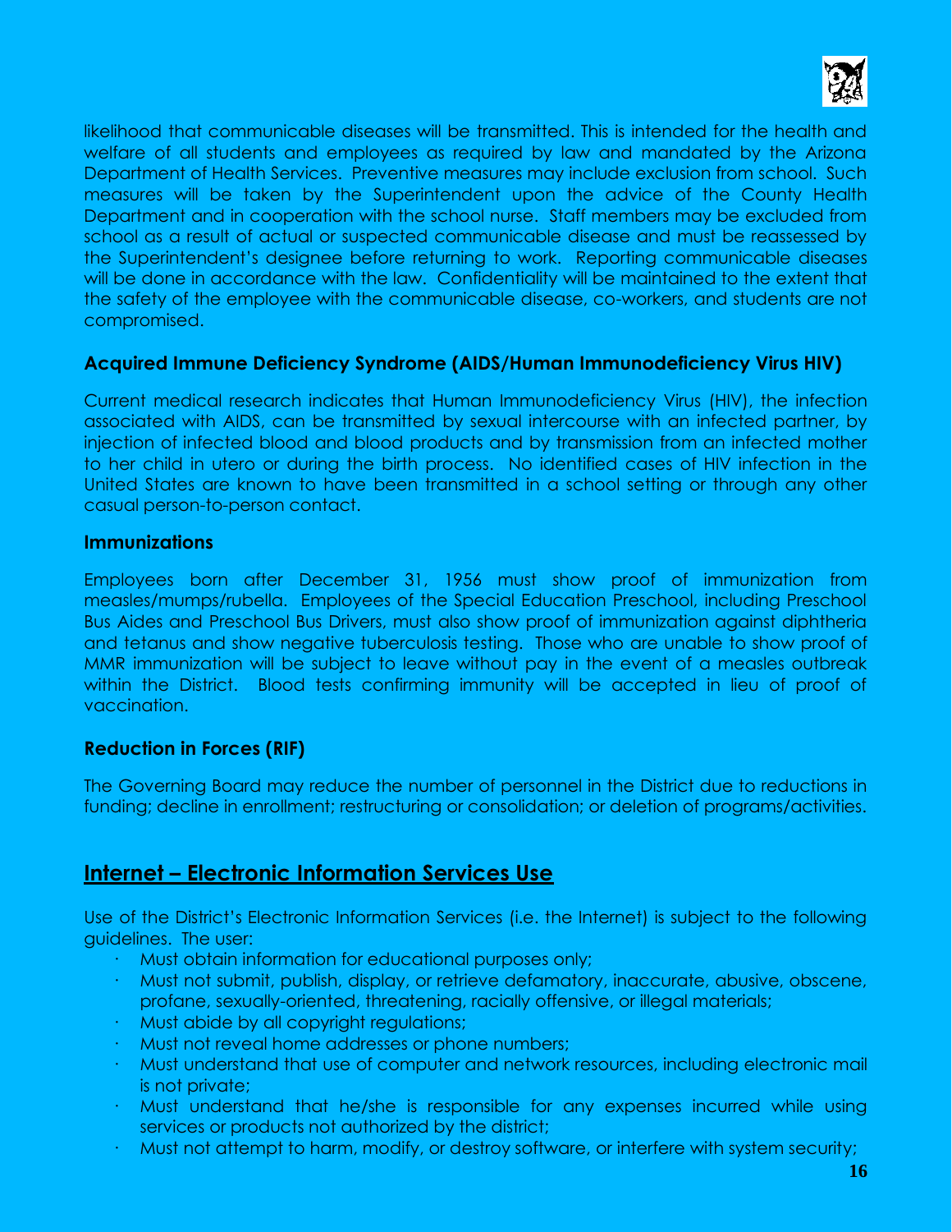likelihood that communicable diseases will be transmitted. This is intended for the health and welfare of all students and employees as required by law and mandated by the Arizona Department of Health Services. Preventive measures may include exclusion from school. Such measures will be taken by the Superintendent upon the advice of the County Health Department and in cooperation with the school nurse. Staff members may be excluded from school as a result of actual or suspected communicable disease and must be reassessed by the Superintendent's designee before returning to work. Reporting communicable diseases will be done in accordance with the law. Confidentiality will be maintained to the extent that the safety of the employee with the communicable disease, co-workers, and students are not compromised.

**Acquired Immune Deficiency Syndrome (AIDS/Human Immunodeficiency Virus HIV)**

Current medical research indicates that Human Immunodeficiency Virus (HIV), the infection associated with AIDS, can be transmitted by sexual intercourse with an infected partner, by injection of infected blood and blood products and by transmission from an infected mother to her child in utero or during the birth process. No identified cases of HIV infection in the United States are known to have been transmitted in a school setting or through any other casual person-to-person contact.

**Immunizations**

Employees born after December 31, 1956 must show proof of immunization from measles/mumps/rubella. Employees of the Special Education Preschool, including Preschool Bus Aides and Preschool Bus Drivers, must also show proof of immunization against diphtheria and tetanus and show negative tuberculosis testing. Those who are unable to show proof of MMR immunization will be subject to leave without pay in the event of a measles outbreak within the District. Blood tests confirming immunity will be accepted in lieu of proof of vaccination.

**Reduction in Forces (RIF)**

The Governing Board may reduce the number of personnel in the District due to reductions in funding; decline in enrollment; restructuring or consolidation; or deletion of programs/activities.

## Internet – Electronic Information Services Use

Use of the District's Electronic Information Services (i.e. the Internet) is subject to the following guidelines. The user:

- Must obtain information for educational purposes only;
- Must not submit, publish, display, or retrieve defamatory, inaccurate, abusive, obscene, profane, sexually-oriented, threatening, racially offensive, or illegal materials;
- Must abide by all copyright regulations;
- Must not reveal home addresses or phone numbers;
- Must understand that use of computer and network resources, including electronic mail is not private;
- Must understand that he/she is responsible for any expenses incurred while using services or products not authorized by the district;
- Must not attempt to harm, modify, or destroy software, or interfere with system security;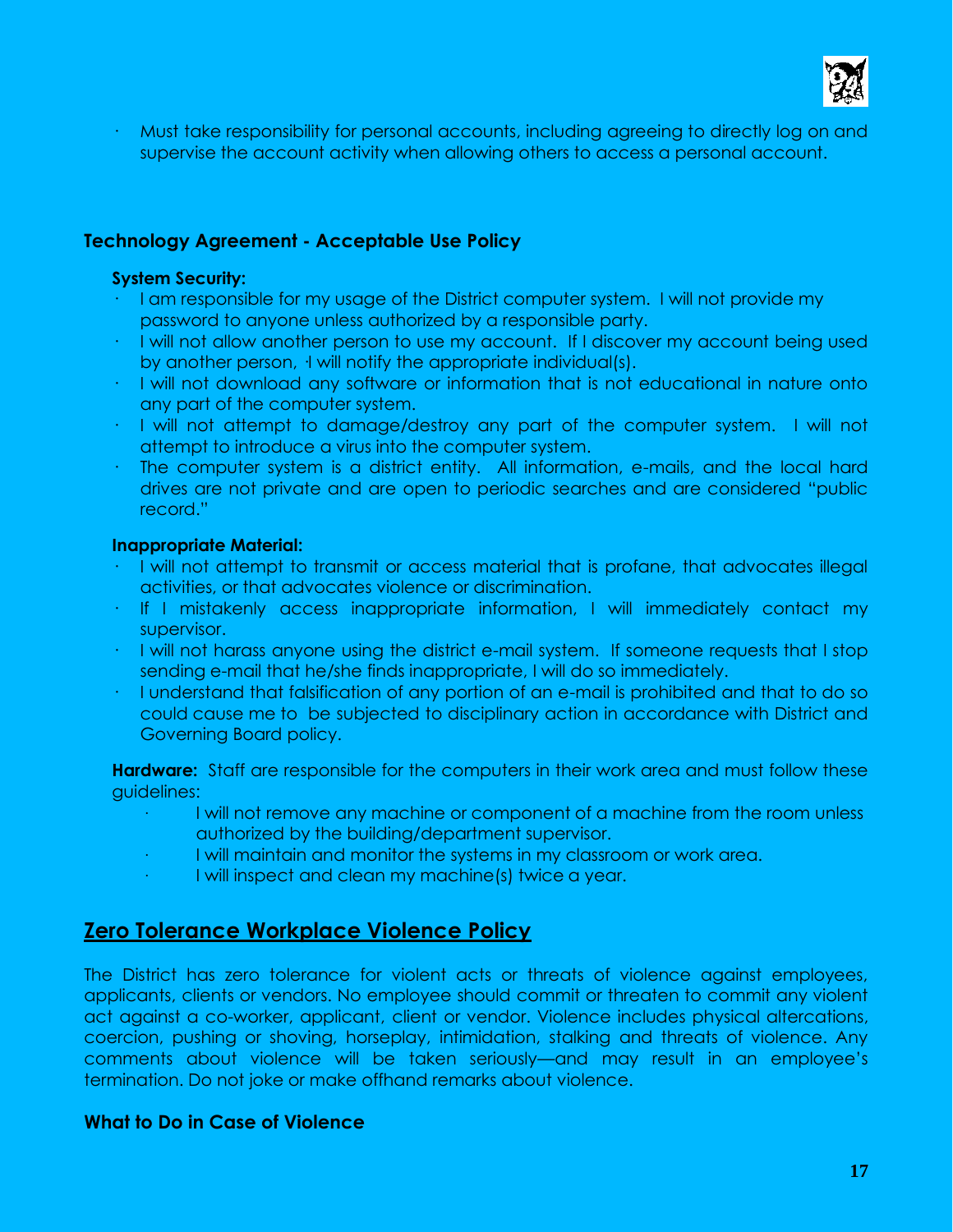- Must take responsibility for personal accounts, including agreeing to directly log on and supervise the account activity when allowing others to access a personal account.

### Technology Agreement - Acceptable Use Policy

**System Security:**

- I am responsible for my usage of the District computer system. I will not provide my password to anyone unless authorized by a responsible party.
- I will not allow another person to use my account. If I discover my account being used by another person, ·I will notify the appropriate individual(s).
- I will not download any software or information that is not educational in nature onto any part of the computer system.
- I will not attempt to damage/destroy any part of the computer system. I will not attempt to introduce a virus into the computer system.
- The computer system is a district entity. All information, e-mails, and the local hard drives are not private and are open to periodic searches and are considered "public record."

**Inappropriate Material:**

- I will not attempt to transmit or access material that is profane, that advocates illegal activities, or that advocates violence or discrimination.
- If I mistakenly access inappropriate information, I will immediately contact my supervisor.
- I will not harass anyone using the district e-mail system. If someone requests that I stop sending e-mail that he/she finds inappropriate, I will do so immediately.
- I understand that falsification of any portion of an e-mail is prohibited and that to do so could cause me to be subjected to disciplinary action in accordance with District and Governing Board policy.

**Hardware:** Staff are responsible for the computers in their work area and must follow these guidelines:

- I will not remove any machine or component of a machine from the room unless authorized by the building/department supervisor.
- I will maintain and monitor the systems in my classroom or work area.
- I will inspect and clean my machine(s) twice a year.

## Zero Tolerance Workplace Violence Policy

The District has zero tolerance for violent acts or threats of violence against employees, applicants, clients or vendors. No employee should commit or threaten to commit any violent act against a co-worker, applicant, client or vendor. Violence includes physical altercations, coercion, pushing or shoving, horseplay, intimidation, stalking and threats of violence. Any comments about violence will be taken seriously—and may result in an employee's termination. Do not joke or make offhand remarks about violence.

### What to Do in Case of Violence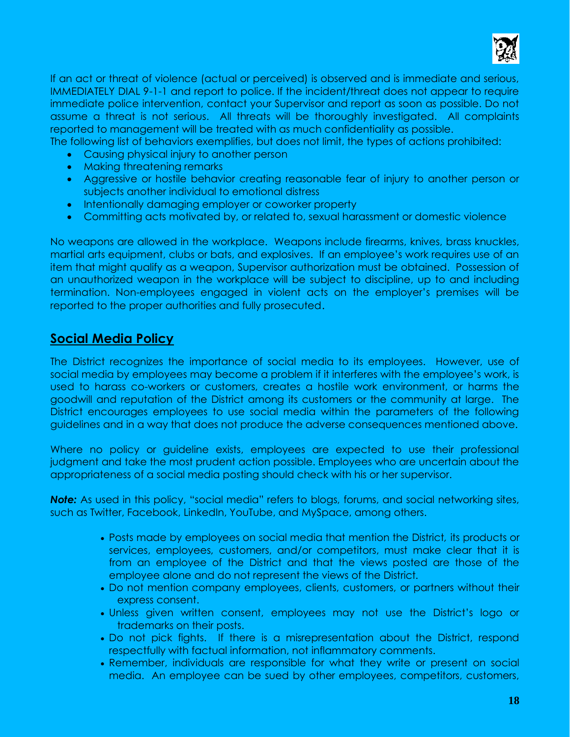If an act or threat of violence (actual or perceived) is observed and is immediate and serious, IMMEDIATELY DIAL 9-1-1 and report to police. If the incident/threat does not appear to require immediate police intervention, contact your Supervisor and report as soon as possible. Do not assume a threat is not serious. All threats will be thoroughly investigated. All complaints reported to management will be treated with as much confidentiality as possible.

The following list of behaviors exemplifies, but does not limit, the types of actions prohibited:

- Causing physical injury to another person
- Making threatening remarks
- Aggressive or hostile behavior creating reasonable fear of injury to another person or subjects another individual to emotional distress
- Intentionally damaging employer or coworker property
- Committing acts motivated by, or related to, sexual harassment or domestic violence

No weapons are allowed in the workplace. Weapons include firearms, knives, brass knuckles, martial arts equipment, clubs or bats, and explosives. If an employee's work requires use of an item that might qualify as a weapon, Supervisor authorization must be obtained. Possession of an unauthorized weapon in the workplace will be subject to discipline, up to and including termination. Non-employees engaged in violent acts on the employer's premises will be reported to the proper authorities and fully prosecuted.

## Social Media Policy

The District recognizes the importance of social media to its employees. However, use of social media by employees may become a problem if it interferes with the employee's work, is used to harass co-workers or customers, creates a hostile work environment, or harms the goodwill and reputation of the District among its customers or the community at large. The District encourages employees to use social media within the parameters of the following guidelines and in a way that does not produce the adverse consequences mentioned above.

Where no policy or guideline exists, employees are expected to use their professional judgment and take the most prudent action possible. Employees who are uncertain about the appropriateness of a social media posting should check with his or her supervisor.

***Note:*** As used in this policy, "social media" refers to blogs, forums, and social networking sites, such as Twitter, Facebook, LinkedIn, YouTube, and MySpace, among others.

- Posts made by employees on social media that mention the District, its products or services, employees, customers, and/or competitors, must make clear that it is from an employee of the District and that the views posted are those of the employee alone and do not represent the views of the District.
- Do not mention company employees, clients, customers, or partners without their express consent.
- Unless given written consent, employees may not use the District's logo or trademarks on their posts.
- Do not pick fights. If there is a misrepresentation about the District, respond respectfully with factual information, not inflammatory comments.
- Remember, individuals are responsible for what they write or present on social media. An employee can be sued by other employees, competitors, customers,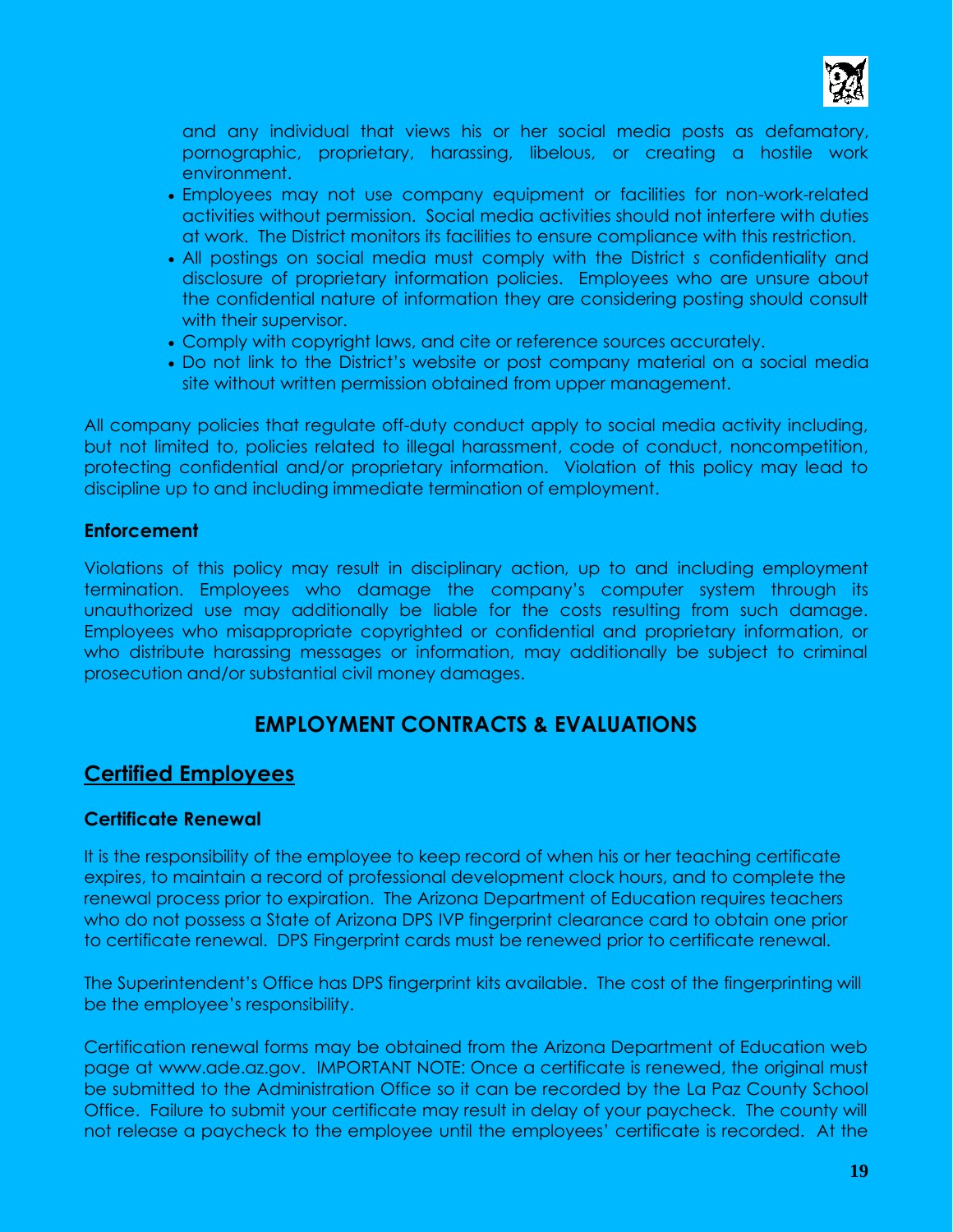and any individual that views his or her social media posts as defamatory, pornographic, proprietary, harassing, libelous, or creating a hostile work environment.

- Employees may not use company equipment or facilities for non-work-related activities without permission. Social media activities should not interfere with duties at work. The District monitors its facilities to ensure compliance with this restriction.
- All postings on social media must comply with the District s confidentiality and disclosure of proprietary information policies. Employees who are unsure about the confidential nature of information they are considering posting should consult with their supervisor.
- Comply with copyright laws, and cite or reference sources accurately.
- Do not link to the District's website or post company material on a social media site without written permission obtained from upper management.

All company policies that regulate off-duty conduct apply to social media activity including, but not limited to, policies related to illegal harassment, code of conduct, noncompetition, protecting confidential and/or proprietary information. Violation of this policy may lead to discipline up to and including immediate termination of employment.

### Enforcement

Violations of this policy may result in disciplinary action, up to and including employment termination. Employees who damage the company's computer system through its unauthorized use may additionally be liable for the costs resulting from such damage. Employees who misappropriate copyrighted or confidential and proprietary information, or who distribute harassing messages or information, may additionally be subject to criminal prosecution and/or substantial civil money damages.

# EMPLOYMENT CONTRACTS & EVALUATIONS

## Certified Employees

### Certificate Renewal

It is the responsibility of the employee to keep record of when his or her teaching certificate expires, to maintain a record of professional development clock hours, and to complete the renewal process prior to expiration. The Arizona Department of Education requires teachers who do not possess a State of Arizona DPS IVP fingerprint clearance card to obtain one prior to certificate renewal. DPS Fingerprint cards must be renewed prior to certificate renewal.

The Superintendent's Office has DPS fingerprint kits available. The cost of the fingerprinting will be the employee's responsibility.

Certification renewal forms may be obtained from the Arizona Department of Education web page at www.ade.az.gov. IMPORTANT NOTE: Once a certificate is renewed, the original must be submitted to the Administration Office so it can be recorded by the La Paz County School Office. Failure to submit your certificate may result in delay of your paycheck. The county will not release a paycheck to the employee until the employees' certificate is recorded. At the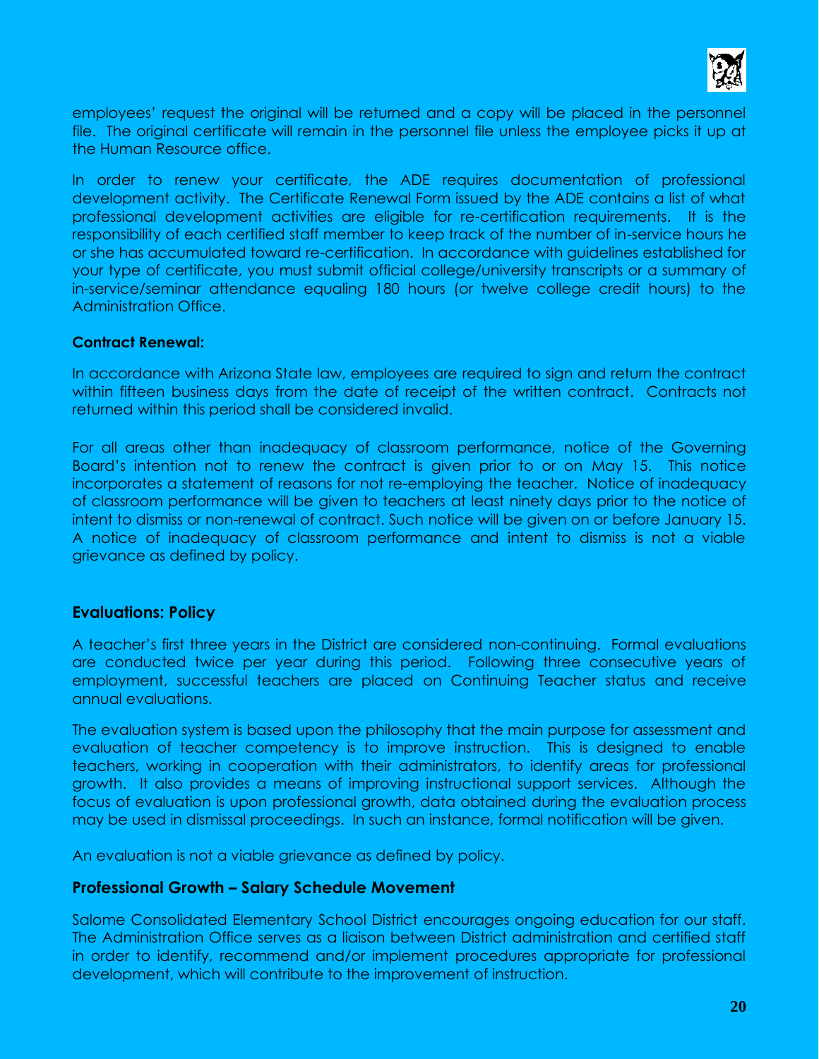employees' request the original will be returned and a copy will be placed in the personnel file. The original certificate will remain in the personnel file unless the employee picks it up at the Human Resource office.

In order to renew your certificate, the ADE requires documentation of professional development activity. The Certificate Renewal Form issued by the ADE contains a list of what professional development activities are eligible for re-certification requirements. It is the responsibility of each certified staff member to keep track of the number of in-service hours he or she has accumulated toward re-certification. In accordance with guidelines established for your type of certificate, you must submit official college/university transcripts or a summary of in-service/seminar attendance equaling 180 hours (or twelve college credit hours) to the Administration Office.

**Contract Renewal:**

In accordance with Arizona State law, employees are required to sign and return the contract within fifteen business days from the date of receipt of the written contract. Contracts not returned within this period shall be considered invalid.

For all areas other than inadequacy of classroom performance, notice of the Governing Board's intention not to renew the contract is given prior to or on May 15. This notice incorporates a statement of reasons for not re-employing the teacher. Notice of inadequacy of classroom performance will be given to teachers at least ninety days prior to the notice of intent to dismiss or non-renewal of contract. Such notice will be given on or before January 15. A notice of inadequacy of classroom performance and intent to dismiss is not a viable grievance as defined by policy.

## Evaluations: Policy

A teacher's first three years in the District are considered non-continuing. Formal evaluations are conducted twice per year during this period. Following three consecutive years of employment, successful teachers are placed on Continuing Teacher status and receive annual evaluations.

The evaluation system is based upon the philosophy that the main purpose for assessment and evaluation of teacher competency is to improve instruction. This is designed to enable teachers, working in cooperation with their administrators, to identify areas for professional growth. It also provides a means of improving instructional support services. Although the focus of evaluation is upon professional growth, data obtained during the evaluation process may be used in dismissal proceedings. In such an instance, formal notification will be given.

An evaluation is not a viable grievance as defined by policy.

## Professional Growth – Salary Schedule Movement

Salome Consolidated Elementary School District encourages ongoing education for our staff. The Administration Office serves as a liaison between District administration and certified staff in order to identify, recommend and/or implement procedures appropriate for professional development, which will contribute to the improvement of instruction.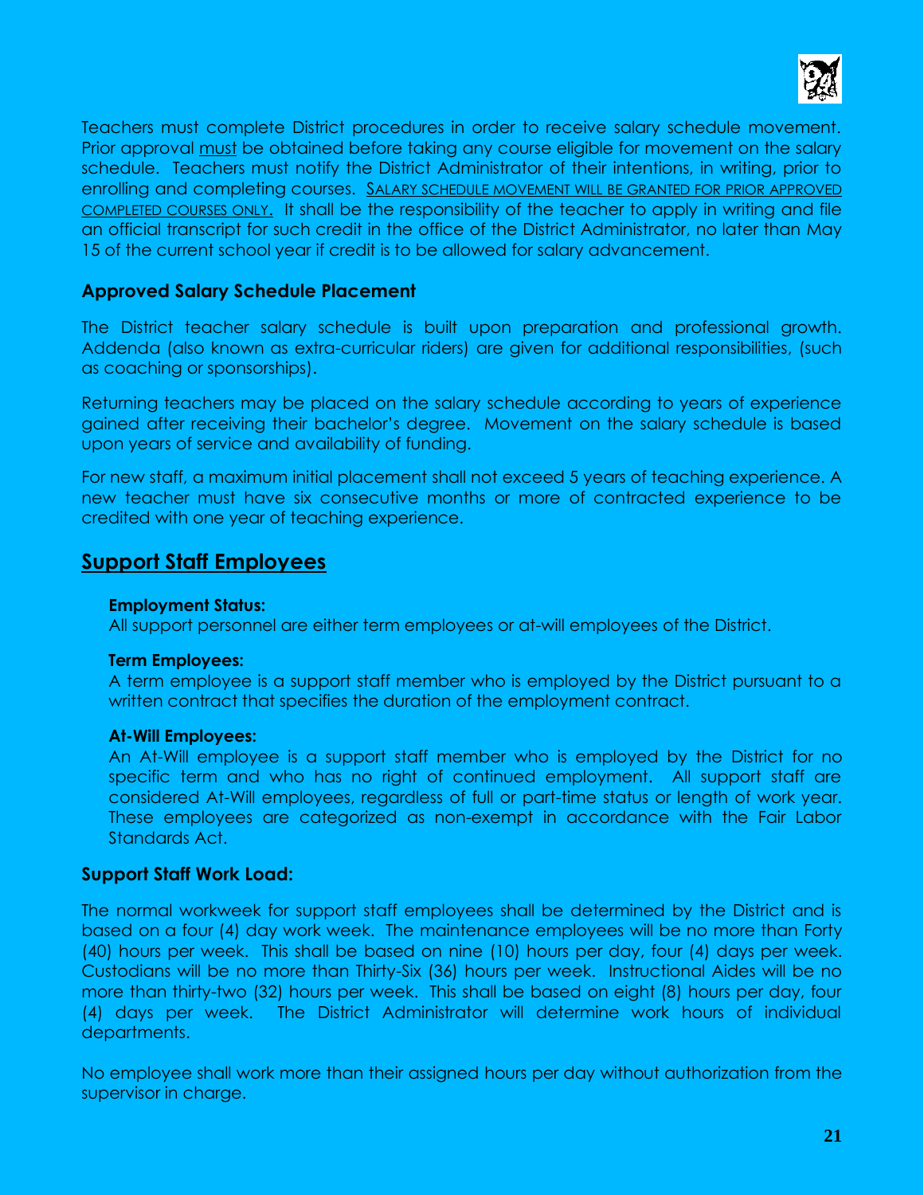Teachers must complete District procedures in order to receive salary schedule movement. Prior approval <u>must</u> be obtained before taking any course eligible for movement on the salary schedule. Teachers must notify the District Administrator of their intentions, in writing, prior to enrolling and completing courses. <u>SALARY SCHEDULE MOVEMENT WILL BE GRANTED FOR PRIOR APPROVED COMPLETED COURSES ONLY.</u> It shall be the responsibility of the teacher to apply in writing and file an official transcript for such credit in the office of the District Administrator, no later than May 15 of the current school year if credit is to be allowed for salary advancement.

### Approved Salary Schedule Placement

The District teacher salary schedule is built upon preparation and professional growth. Addenda (also known as extra-curricular riders) are given for additional responsibilities, (such as coaching or sponsorships).

Returning teachers may be placed on the salary schedule according to years of experience gained after receiving their bachelor's degree. Movement on the salary schedule is based upon years of service and availability of funding.

For new staff, a maximum initial placement shall not exceed 5 years of teaching experience. A new teacher must have six consecutive months or more of contracted experience to be credited with one year of teaching experience.

## <u>Support Staff Employees</u>

**Employment Status:**
All support personnel are either term employees or at-will employees of the District.

**Term Employees:**
A term employee is a support staff member who is employed by the District pursuant to a written contract that specifies the duration of the employment contract.

**At-Will Employees:**
An At-Will employee is a support staff member who is employed by the District for no specific term and who has no right of continued employment. All support staff are considered At-Will employees, regardless of full or part-time status or length of work year. These employees are categorized as non-exempt in accordance with the Fair Labor Standards Act.

### Support Staff Work Load:

The normal workweek for support staff employees shall be determined by the District and is based on a four (4) day work week. The maintenance employees will be no more than Forty (40) hours per week. This shall be based on nine (10) hours per day, four (4) days per week. Custodians will be no more than Thirty-Six (36) hours per week. Instructional Aides will be no more than thirty-two (32) hours per week. This shall be based on eight (8) hours per day, four (4) days per week. The District Administrator will determine work hours of individual departments.

No employee shall work more than their assigned hours per day without authorization from the supervisor in charge.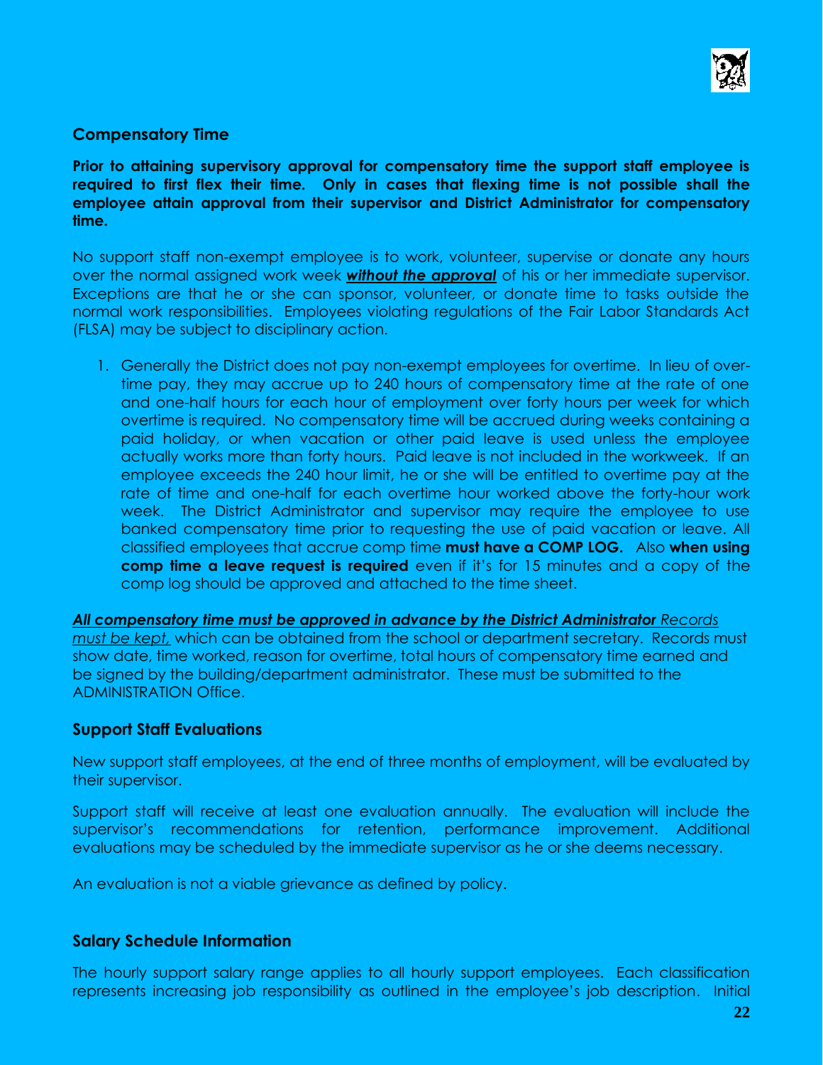## Compensatory Time

**Prior to attaining supervisory approval for compensatory time the support staff employee is required to first flex their time. Only in cases that flexing time is not possible shall the employee attain approval from their supervisor and District Administrator for compensatory time.**

No support staff non-exempt employee is to work, volunteer, supervise or donate any hours over the normal assigned work week ***without the approval*** of his or her immediate supervisor. Exceptions are that he or she can sponsor, volunteer, or donate time to tasks outside the normal work responsibilities. Employees violating regulations of the Fair Labor Standards Act (FLSA) may be subject to disciplinary action.

1. Generally the District does not pay non-exempt employees for overtime. In lieu of over-time pay, they may accrue up to 240 hours of compensatory time at the rate of one and one-half hours for each hour of employment over forty hours per week for which overtime is required. No compensatory time will be accrued during weeks containing a paid holiday, or when vacation or other paid leave is used unless the employee actually works more than forty hours. Paid leave is not included in the workweek. If an employee exceeds the 240 hour limit, he or she will be entitled to overtime pay at the rate of time and one-half for each overtime hour worked above the forty-hour work week. The District Administrator and supervisor may require the employee to use banked compensatory time prior to requesting the use of paid vacation or leave. All classified employees that accrue comp time **must have a COMP LOG.** Also **when using comp time a leave request is required** even if it's for 15 minutes and a copy of the comp log should be approved and attached to the time sheet.

***All compensatory time must be approved in advance by the District Administrator*** *Records must be kept,* which can be obtained from the school or department secretary. Records must show date, time worked, reason for overtime, total hours of compensatory time earned and be signed by the building/department administrator. These must be submitted to the ADMINISTRATION Office.

## Support Staff Evaluations

New support staff employees, at the end of three months of employment, will be evaluated by their supervisor.

Support staff will receive at least one evaluation annually. The evaluation will include the supervisor's recommendations for retention, performance improvement. Additional evaluations may be scheduled by the immediate supervisor as he or she deems necessary.

An evaluation is not a viable grievance as defined by policy.

## Salary Schedule Information

The hourly support salary range applies to all hourly support employees. Each classification represents increasing job responsibility as outlined in the employee's job description. Initial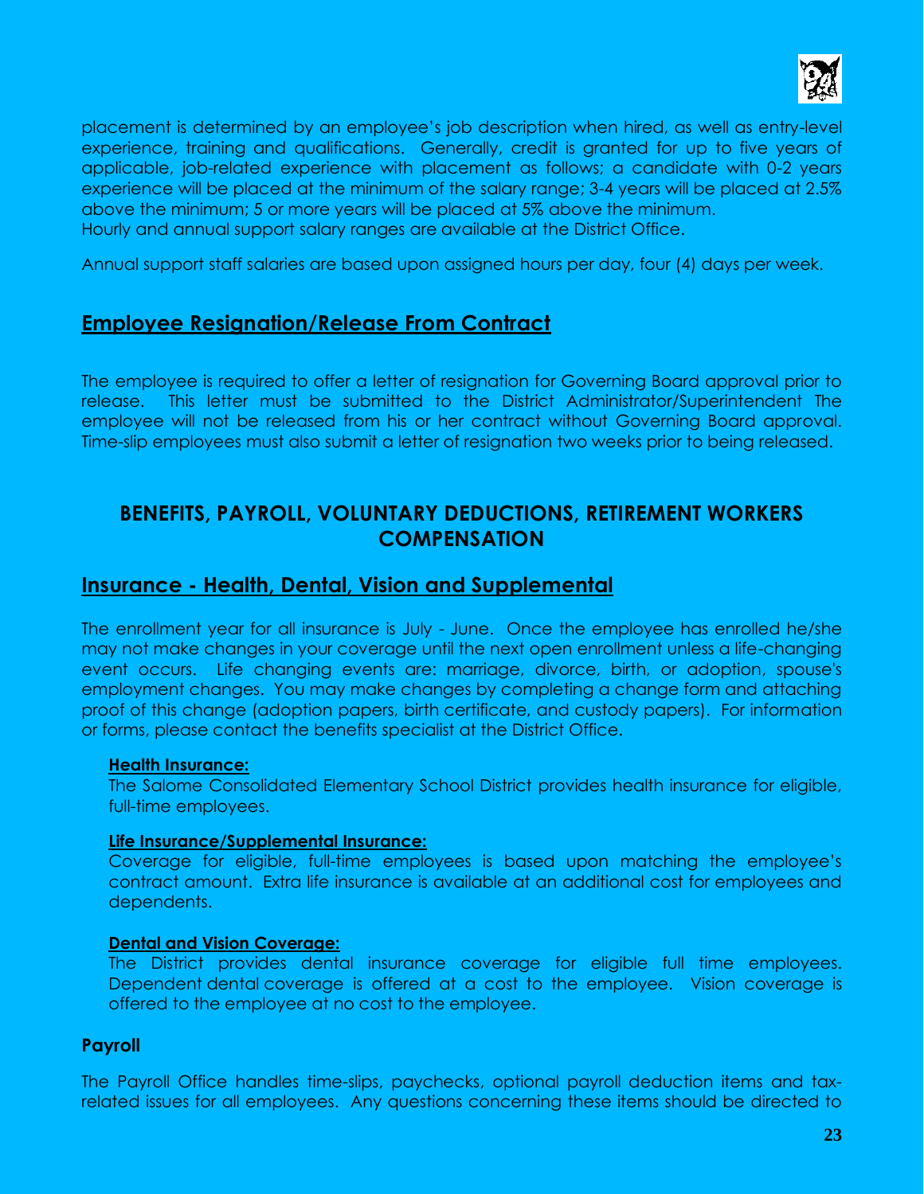placement is determined by an employee's job description when hired, as well as entry-level experience, training and qualifications. Generally, credit is granted for up to five years of applicable, job-related experience with placement as follows; a candidate with 0-2 years experience will be placed at the minimum of the salary range; 3-4 years will be placed at 2.5% above the minimum; 5 or more years will be placed at 5% above the minimum.
Hourly and annual support salary ranges are available at the District Office.

Annual support staff salaries are based upon assigned hours per day, four (4) days per week.

## Employee Resignation/Release From Contract

The employee is required to offer a letter of resignation for Governing Board approval prior to release. This letter must be submitted to the District Administrator/Superintendent The employee will not be released from his or her contract without Governing Board approval. Time-slip employees must also submit a letter of resignation two weeks prior to being released.

# BENEFITS, PAYROLL, VOLUNTARY DEDUCTIONS, RETIREMENT WORKERS COMPENSATION

## Insurance - Health, Dental, Vision and Supplemental

The enrollment year for all insurance is July - June. Once the employee has enrolled he/she may not make changes in your coverage until the next open enrollment unless a life-changing event occurs. Life changing events are: marriage, divorce, birth, or adoption, spouse's employment changes. You may make changes by completing a change form and attaching proof of this change (adoption papers, birth certificate, and custody papers). For information or forms, please contact the benefits specialist at the District Office.

**Health Insurance:**
The Salome Consolidated Elementary School District provides health insurance for eligible, full-time employees.

**Life Insurance/Supplemental Insurance:**
Coverage for eligible, full-time employees is based upon matching the employee's contract amount. Extra life insurance is available at an additional cost for employees and dependents.

**Dental and Vision Coverage:**
The District provides dental insurance coverage for eligible full time employees. Dependent dental coverage is offered at a cost to the employee. Vision coverage is offered to the employee at no cost to the employee.

### Payroll

The Payroll Office handles time-slips, paychecks, optional payroll deduction items and tax-related issues for all employees. Any questions concerning these items should be directed to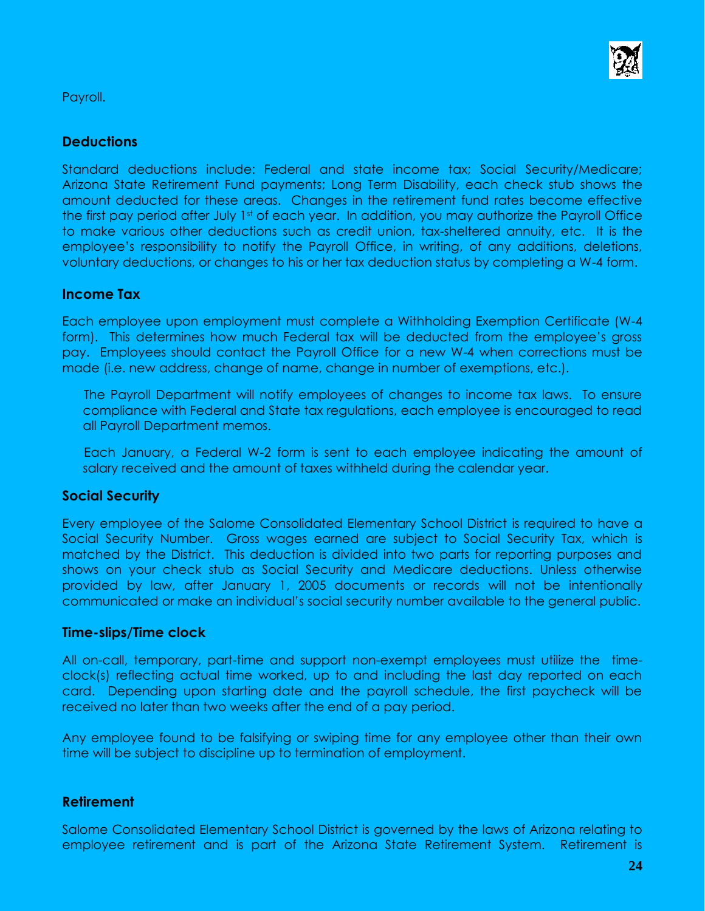Payroll.

### Deductions

Standard deductions include: Federal and state income tax; Social Security/Medicare; Arizona State Retirement Fund payments; Long Term Disability, each check stub shows the amount deducted for these areas. Changes in the retirement fund rates become effective the first pay period after July 1st of each year. In addition, you may authorize the Payroll Office to make various other deductions such as credit union, tax-sheltered annuity, etc. It is the employee's responsibility to notify the Payroll Office, in writing, of any additions, deletions, voluntary deductions, or changes to his or her tax deduction status by completing a W-4 form.

### Income Tax

Each employee upon employment must complete a Withholding Exemption Certificate (W-4 form). This determines how much Federal tax will be deducted from the employee's gross pay. Employees should contact the Payroll Office for a new W-4 when corrections must be made (i.e. new address, change of name, change in number of exemptions, etc.).

The Payroll Department will notify employees of changes to income tax laws. To ensure compliance with Federal and State tax regulations, each employee is encouraged to read all Payroll Department memos.

Each January, a Federal W-2 form is sent to each employee indicating the amount of salary received and the amount of taxes withheld during the calendar year.

### Social Security

Every employee of the Salome Consolidated Elementary School District is required to have a Social Security Number. Gross wages earned are subject to Social Security Tax, which is matched by the District. This deduction is divided into two parts for reporting purposes and shows on your check stub as Social Security and Medicare deductions. Unless otherwise provided by law, after January 1, 2005 documents or records will not be intentionally communicated or make an individual's social security number available to the general public.

### Time-slips/Time clock

All on-call, temporary, part-time and support non-exempt employees must utilize the time-clock(s) reflecting actual time worked, up to and including the last day reported on each card. Depending upon starting date and the payroll schedule, the first paycheck will be received no later than two weeks after the end of a pay period.

Any employee found to be falsifying or swiping time for any employee other than their own time will be subject to discipline up to termination of employment.

### Retirement

Salome Consolidated Elementary School District is governed by the laws of Arizona relating to employee retirement and is part of the Arizona State Retirement System. Retirement is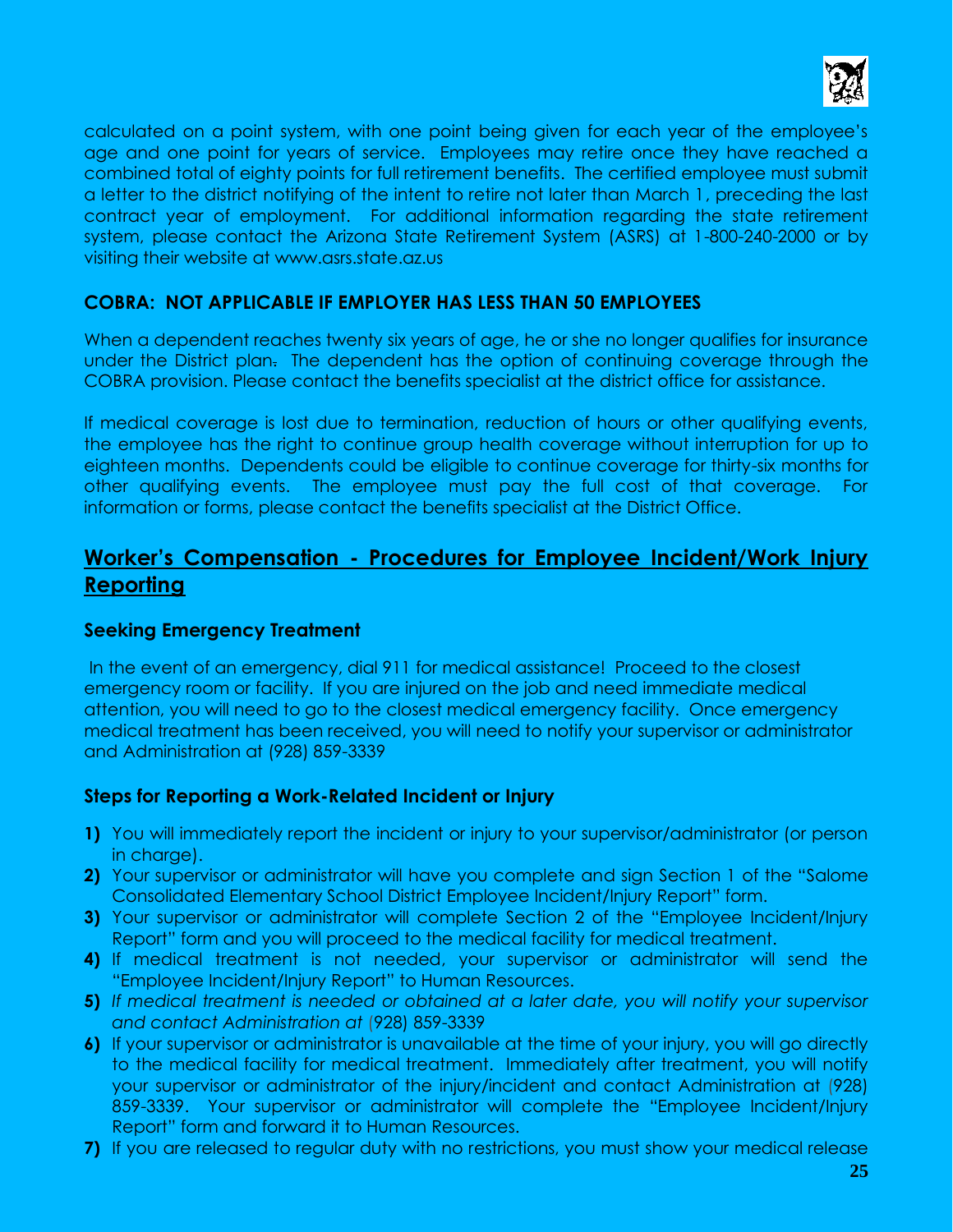calculated on a point system, with one point being given for each year of the employee's age and one point for years of service. Employees may retire once they have reached a combined total of eighty points for full retirement benefits. The certified employee must submit a letter to the district notifying of the intent to retire not later than March 1, preceding the last contract year of employment. For additional information regarding the state retirement system, please contact the Arizona State Retirement System (ASRS) at 1-800-240-2000 or by visiting their website at www.asrs.state.az.us

### COBRA: NOT APPLICABLE IF EMPLOYER HAS LESS THAN 50 EMPLOYEES

When a dependent reaches twenty six years of age, he or she no longer qualifies for insurance under the District plan. The dependent has the option of continuing coverage through the COBRA provision. Please contact the benefits specialist at the district office for assistance.

If medical coverage is lost due to termination, reduction of hours or other qualifying events, the employee has the right to continue group health coverage without interruption for up to eighteen months. Dependents could be eligible to continue coverage for thirty-six months for other qualifying events. The employee must pay the full cost of that coverage. For information or forms, please contact the benefits specialist at the District Office.

## Worker's Compensation - Procedures for Employee Incident/Work Injury Reporting

### Seeking Emergency Treatment

In the event of an emergency, dial 911 for medical assistance! Proceed to the closest emergency room or facility. If you are injured on the job and need immediate medical attention, you will need to go to the closest medical emergency facility. Once emergency medical treatment has been received, you will need to notify your supervisor or administrator and Administration at (928) 859-3339

### Steps for Reporting a Work-Related Incident or Injury

**1)** You will immediately report the incident or injury to your supervisor/administrator (or person in charge).

**2)** Your supervisor or administrator will have you complete and sign Section 1 of the "Salome Consolidated Elementary School District Employee Incident/Injury Report" form.

**3)** Your supervisor or administrator will complete Section 2 of the "Employee Incident/Injury Report" form and you will proceed to the medical facility for medical treatment.

**4)** If medical treatment is not needed, your supervisor or administrator will send the "Employee Incident/Injury Report" to Human Resources.

**5)** *If medical treatment is needed or obtained at a later date, you will notify your supervisor and contact Administration at* (928) 859-3339

**6)** If your supervisor or administrator is unavailable at the time of your injury, you will go directly to the medical facility for medical treatment. Immediately after treatment, you will notify your supervisor or administrator of the injury/incident and contact Administration at (928) 859-3339. Your supervisor or administrator will complete the "Employee Incident/Injury Report" form and forward it to Human Resources.

**7)** If you are released to regular duty with no restrictions, you must show your medical release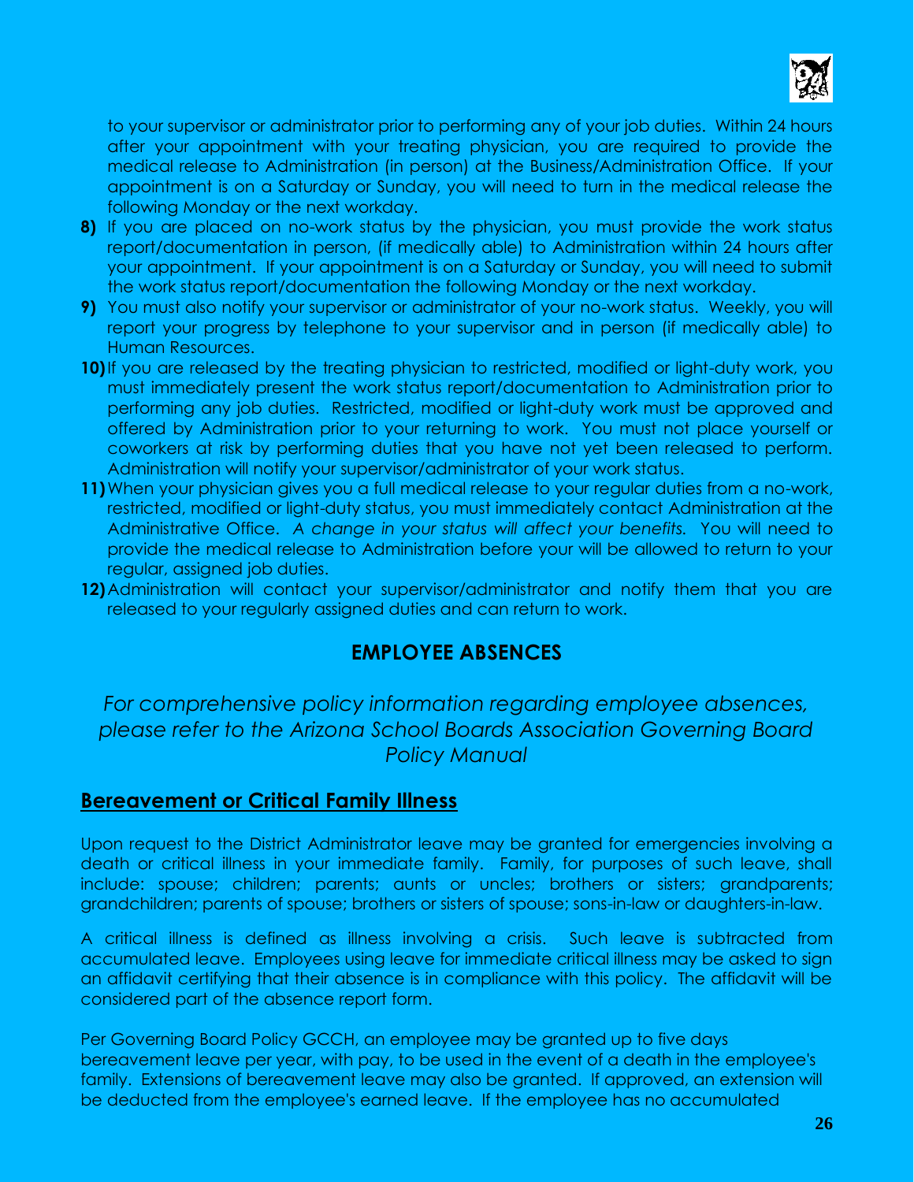to your supervisor or administrator prior to performing any of your job duties. Within 24 hours after your appointment with your treating physician, you are required to provide the medical release to Administration (in person) at the Business/Administration Office. If your appointment is on a Saturday or Sunday, you will need to turn in the medical release the following Monday or the next workday.

8) If you are placed on no-work status by the physician, you must provide the work status report/documentation in person, (if medically able) to Administration within 24 hours after your appointment. If your appointment is on a Saturday or Sunday, you will need to submit the work status report/documentation the following Monday or the next workday.
9) You must also notify your supervisor or administrator of your no-work status. Weekly, you will report your progress by telephone to your supervisor and in person (if medically able) to Human Resources.
10) If you are released by the treating physician to restricted, modified or light-duty work, you must immediately present the work status report/documentation to Administration prior to performing any job duties. Restricted, modified or light-duty work must be approved and offered by Administration prior to your returning to work. You must not place yourself or coworkers at risk by performing duties that you have not yet been released to perform. Administration will notify your supervisor/administrator of your work status.
11) When your physician gives you a full medical release to your regular duties from a no-work, restricted, modified or light-duty status, you must immediately contact Administration at the Administrative Office. *A change in your status will affect your benefits.* You will need to provide the medical release to Administration before your will be allowed to return to your regular, assigned job duties.
12) Administration will contact your supervisor/administrator and notify them that you are released to your regularly assigned duties and can return to work.

## EMPLOYEE ABSENCES

*For comprehensive policy information regarding employee absences, please refer to the Arizona School Boards Association Governing Board Policy Manual*

### Bereavement or Critical Family Illness

Upon request to the District Administrator leave may be granted for emergencies involving a death or critical illness in your immediate family. Family, for purposes of such leave, shall include: spouse; children; parents; aunts or uncles; brothers or sisters; grandparents; grandchildren; parents of spouse; brothers or sisters of spouse; sons-in-law or daughters-in-law.

A critical illness is defined as illness involving a crisis. Such leave is subtracted from accumulated leave. Employees using leave for immediate critical illness may be asked to sign an affidavit certifying that their absence is in compliance with this policy. The affidavit will be considered part of the absence report form.

Per Governing Board Policy GCCH, an employee may be granted up to five days bereavement leave per year, with pay, to be used in the event of a death in the employee's family. Extensions of bereavement leave may also be granted. If approved, an extension will be deducted from the employee's earned leave. If the employee has no accumulated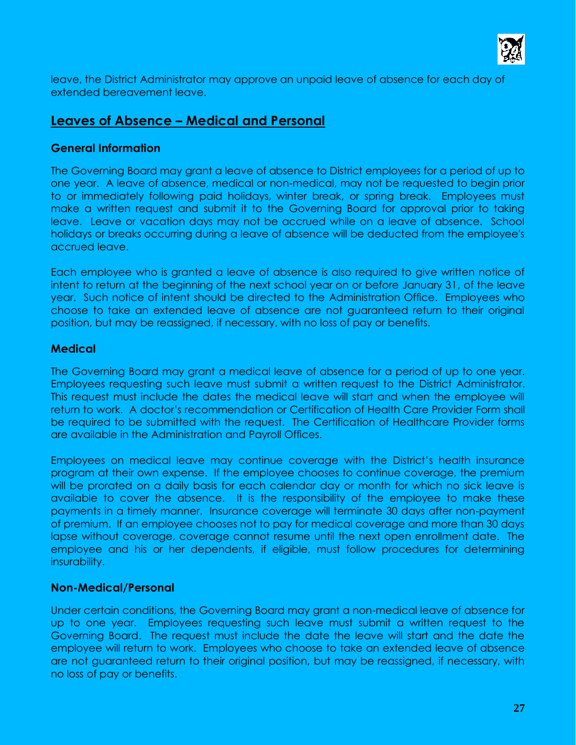leave, the District Administrator may approve an unpaid leave of absence for each day of extended bereavement leave.

## Leaves of Absence – Medical and Personal

### General Information

The Governing Board may grant a leave of absence to District employees for a period of up to one year. A leave of absence, medical or non-medical, may not be requested to begin prior to or immediately following paid holidays, winter break, or spring break. Employees must make a written request and submit it to the Governing Board for approval prior to taking leave. Leave or vacation days may not be accrued while on a leave of absence. School holidays or breaks occurring during a leave of absence will be deducted from the employee's accrued leave.

Each employee who is granted a leave of absence is also required to give written notice of intent to return at the beginning of the next school year on or before January 31, of the leave year. Such notice of intent should be directed to the Administration Office. Employees who choose to take an extended leave of absence are not guaranteed return to their original position, but may be reassigned, if necessary, with no loss of pay or benefits.

### Medical

The Governing Board may grant a medical leave of absence for a period of up to one year. Employees requesting such leave must submit a written request to the District Administrator. This request must include the dates the medical leave will start and when the employee will return to work. A doctor's recommendation or Certification of Health Care Provider Form shall be required to be submitted with the request. The Certification of Healthcare Provider forms are available in the Administration and Payroll Offices.

Employees on medical leave may continue coverage with the District's health insurance program at their own expense. If the employee chooses to continue coverage, the premium will be prorated on a daily basis for each calendar day or month for which no sick leave is available to cover the absence. It is the responsibility of the employee to make these payments in a timely manner. Insurance coverage will terminate 30 days after non-payment of premium. If an employee chooses not to pay for medical coverage and more than 30 days lapse without coverage, coverage cannot resume until the next open enrollment date. The employee and his or her dependents, if eligible, must follow procedures for determining insurability.

### Non-Medical/Personal

Under certain conditions, the Governing Board may grant a non-medical leave of absence for up to one year. Employees requesting such leave must submit a written request to the Governing Board. The request must include the date the leave will start and the date the employee will return to work. Employees who choose to take an extended leave of absence are not guaranteed return to their original position, but may be reassigned, if necessary, with no loss of pay or benefits.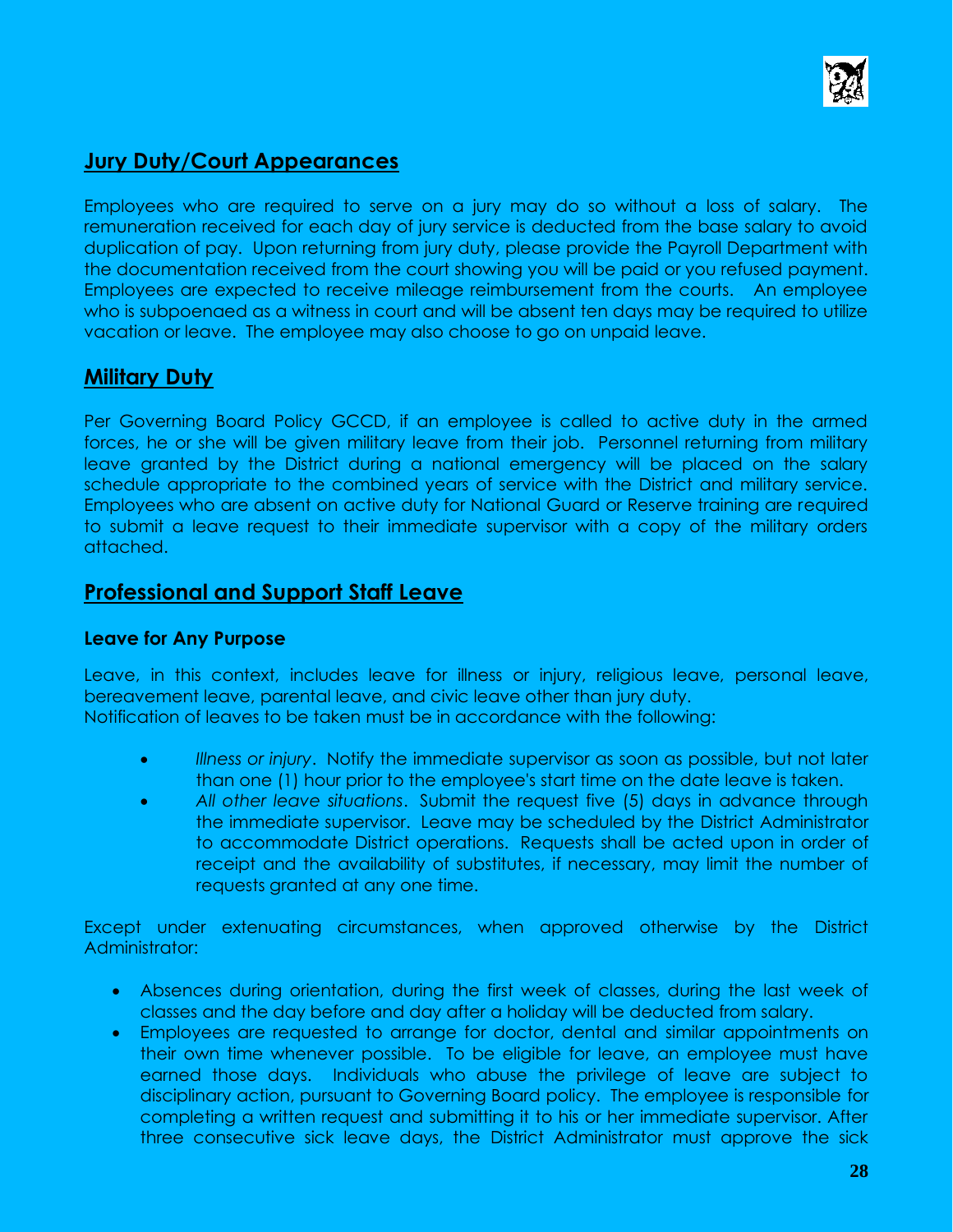## Jury Duty/Court Appearances

Employees who are required to serve on a jury may do so without a loss of salary. The remuneration received for each day of jury service is deducted from the base salary to avoid duplication of pay. Upon returning from jury duty, please provide the Payroll Department with the documentation received from the court showing you will be paid or you refused payment. Employees are expected to receive mileage reimbursement from the courts. An employee who is subpoenaed as a witness in court and will be absent ten days may be required to utilize vacation or leave. The employee may also choose to go on unpaid leave.

## Military Duty

Per Governing Board Policy GCCD, if an employee is called to active duty in the armed forces, he or she will be given military leave from their job. Personnel returning from military leave granted by the District during a national emergency will be placed on the salary schedule appropriate to the combined years of service with the District and military service. Employees who are absent on active duty for National Guard or Reserve training are required to submit a leave request to their immediate supervisor with a copy of the military orders attached.

## Professional and Support Staff Leave

### Leave for Any Purpose

Leave, in this context, includes leave for illness or injury, religious leave, personal leave, bereavement leave, parental leave, and civic leave other than jury duty.
Notification of leaves to be taken must be in accordance with the following:

- *Illness or injury*. Notify the immediate supervisor as soon as possible, but not later than one (1) hour prior to the employee's start time on the date leave is taken.
- *All other leave situations*. Submit the request five (5) days in advance through the immediate supervisor. Leave may be scheduled by the District Administrator to accommodate District operations. Requests shall be acted upon in order of receipt and the availability of substitutes, if necessary, may limit the number of requests granted at any one time.

Except under extenuating circumstances, when approved otherwise by the District Administrator:

- Absences during orientation, during the first week of classes, during the last week of classes and the day before and day after a holiday will be deducted from salary.
- Employees are requested to arrange for doctor, dental and similar appointments on their own time whenever possible. To be eligible for leave, an employee must have earned those days. Individuals who abuse the privilege of leave are subject to disciplinary action, pursuant to Governing Board policy. The employee is responsible for completing a written request and submitting it to his or her immediate supervisor. After three consecutive sick leave days, the District Administrator must approve the sick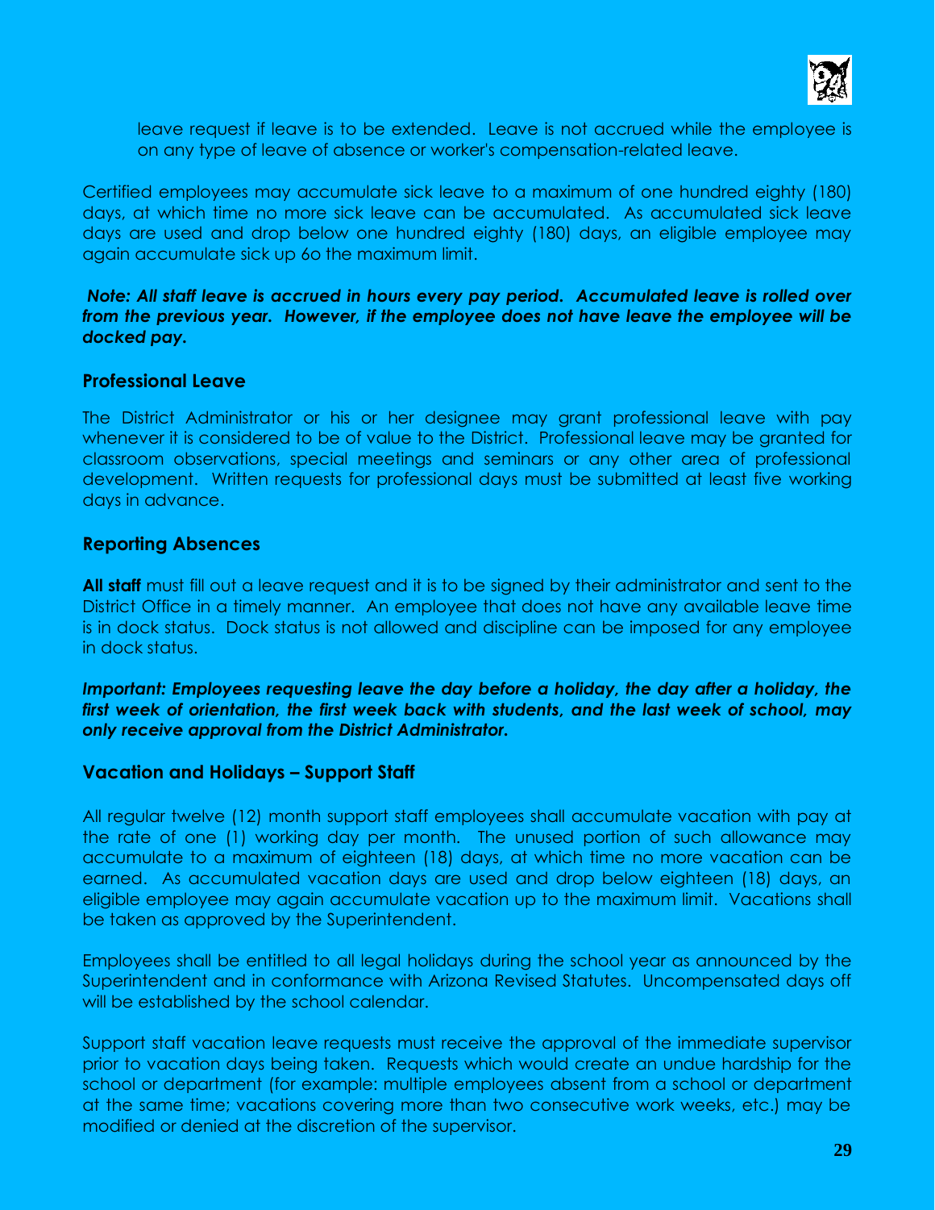leave request if leave is to be extended. Leave is not accrued while the employee is on any type of leave of absence or worker's compensation-related leave.

Certified employees may accumulate sick leave to a maximum of one hundred eighty (180) days, at which time no more sick leave can be accumulated. As accumulated sick leave days are used and drop below one hundred eighty (180) days, an eligible employee may again accumulate sick up 6o the maximum limit.

***Note: All staff leave is accrued in hours every pay period. Accumulated leave is rolled over from the previous year. However, if the employee does not have leave the employee will be docked pay.***

### Professional Leave

The District Administrator or his or her designee may grant professional leave with pay whenever it is considered to be of value to the District. Professional leave may be granted for classroom observations, special meetings and seminars or any other area of professional development. Written requests for professional days must be submitted at least five working days in advance.

### Reporting Absences

**All staff** must fill out a leave request and it is to be signed by their administrator and sent to the District Office in a timely manner. An employee that does not have any available leave time is in dock status. Dock status is not allowed and discipline can be imposed for any employee in dock status.

***Important: Employees requesting leave the day before a holiday, the day after a holiday, the first week of orientation, the first week back with students, and the last week of school, may only receive approval from the District Administrator.***

### Vacation and Holidays – Support Staff

All regular twelve (12) month support staff employees shall accumulate vacation with pay at the rate of one (1) working day per month. The unused portion of such allowance may accumulate to a maximum of eighteen (18) days, at which time no more vacation can be earned. As accumulated vacation days are used and drop below eighteen (18) days, an eligible employee may again accumulate vacation up to the maximum limit. Vacations shall be taken as approved by the Superintendent.

Employees shall be entitled to all legal holidays during the school year as announced by the Superintendent and in conformance with Arizona Revised Statutes. Uncompensated days off will be established by the school calendar.

Support staff vacation leave requests must receive the approval of the immediate supervisor prior to vacation days being taken. Requests which would create an undue hardship for the school or department (for example: multiple employees absent from a school or department at the same time; vacations covering more than two consecutive work weeks, etc.) may be modified or denied at the discretion of the supervisor.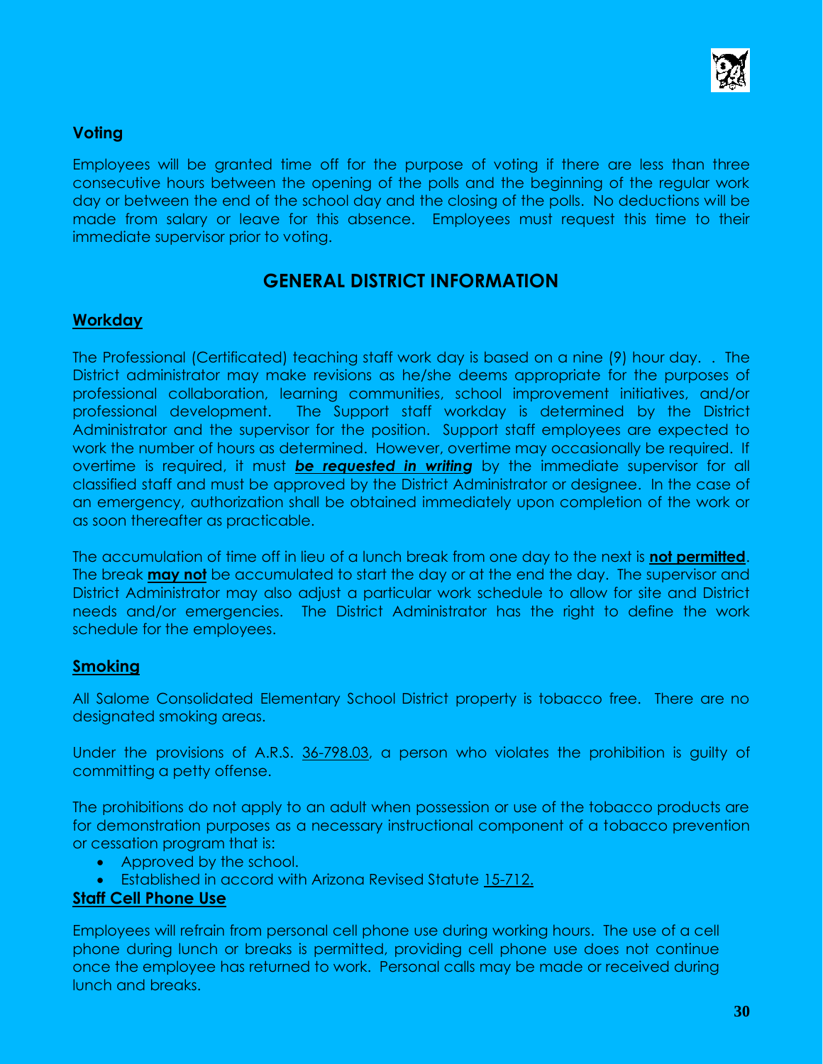### Voting

Employees will be granted time off for the purpose of voting if there are less than three consecutive hours between the opening of the polls and the beginning of the regular work day or between the end of the school day and the closing of the polls. No deductions will be made from salary or leave for this absence. Employees must request this time to their immediate supervisor prior to voting.

## GENERAL DISTRICT INFORMATION

### Workday

The Professional (Certificated) teaching staff work day is based on a nine (9) hour day. . The District administrator may make revisions as he/she deems appropriate for the purposes of professional collaboration, learning communities, school improvement initiatives, and/or professional development. The Support staff workday is determined by the District Administrator and the supervisor for the position. Support staff employees are expected to work the number of hours as determined. However, overtime may occasionally be required. If overtime is required, it must ***be requested in writing*** by the immediate supervisor for all classified staff and must be approved by the District Administrator or designee. In the case of an emergency, authorization shall be obtained immediately upon completion of the work or as soon thereafter as practicable.

The accumulation of time off in lieu of a lunch break from one day to the next is **not permitted**. The break **may not** be accumulated to start the day or at the end the day. The supervisor and District Administrator may also adjust a particular work schedule to allow for site and District needs and/or emergencies. The District Administrator has the right to define the work schedule for the employees.

### Smoking

All Salome Consolidated Elementary School District property is tobacco free. There are no designated smoking areas.

Under the provisions of A.R.S. 36-798.03, a person who violates the prohibition is guilty of committing a petty offense.

The prohibitions do not apply to an adult when possession or use of the tobacco products are for demonstration purposes as a necessary instructional component of a tobacco prevention or cessation program that is:

- Approved by the school.
- Established in accord with Arizona Revised Statute 15-712.

### Staff Cell Phone Use

Employees will refrain from personal cell phone use during working hours. The use of a cell phone during lunch or breaks is permitted, providing cell phone use does not continue once the employee has returned to work. Personal calls may be made or received during lunch and breaks.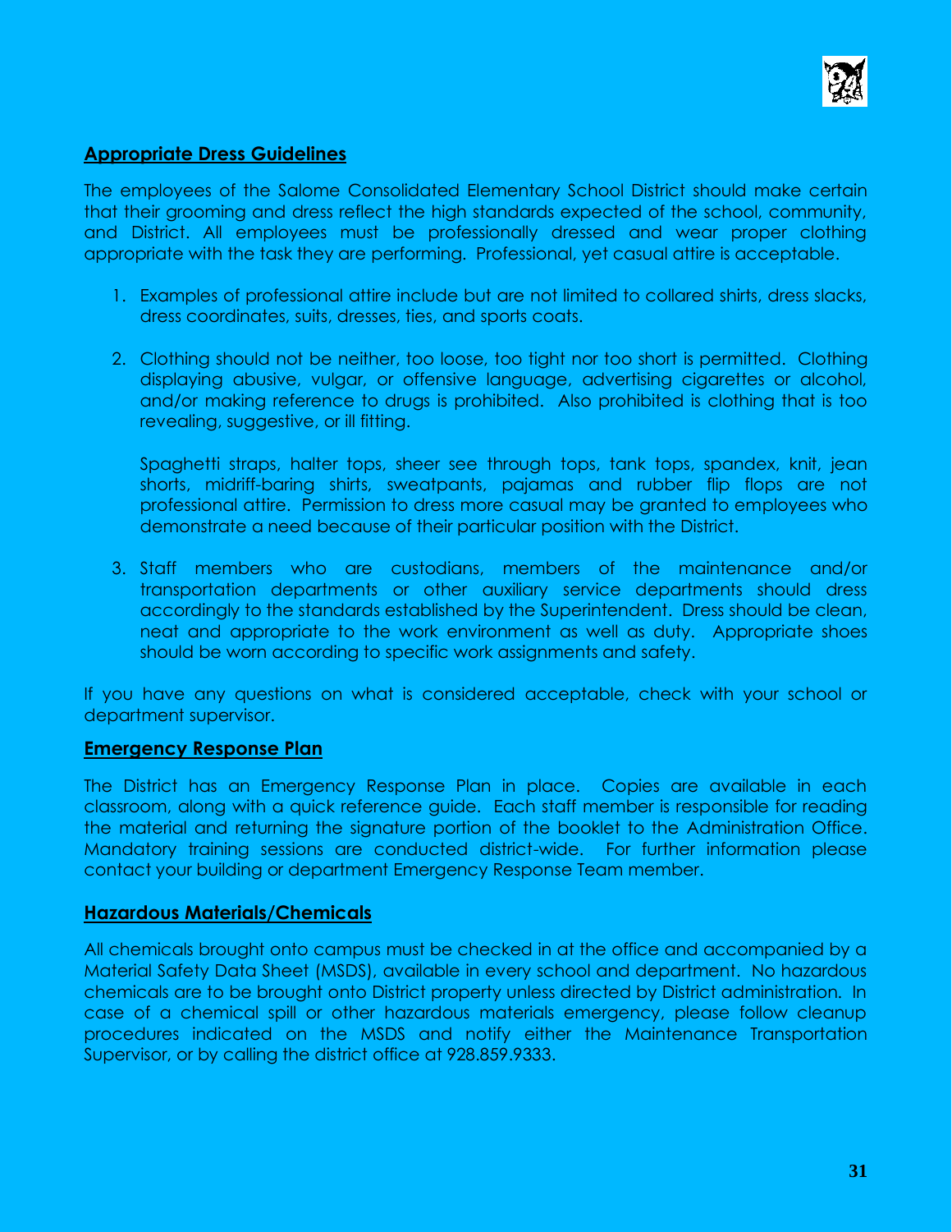## Appropriate Dress Guidelines

The employees of the Salome Consolidated Elementary School District should make certain that their grooming and dress reflect the high standards expected of the school, community, and District. All employees must be professionally dressed and wear proper clothing appropriate with the task they are performing. Professional, yet casual attire is acceptable.

1. Examples of professional attire include but are not limited to collared shirts, dress slacks, dress coordinates, suits, dresses, ties, and sports coats.

2. Clothing should not be neither, too loose, too tight nor too short is permitted. Clothing displaying abusive, vulgar, or offensive language, advertising cigarettes or alcohol, and/or making reference to drugs is prohibited. Also prohibited is clothing that is too revealing, suggestive, or ill fitting.

   Spaghetti straps, halter tops, sheer see through tops, tank tops, spandex, knit, jean shorts, midriff-baring shirts, sweatpants, pajamas and rubber flip flops are not professional attire. Permission to dress more casual may be granted to employees who demonstrate a need because of their particular position with the District.

3. Staff members who are custodians, members of the maintenance and/or transportation departments or other auxiliary service departments should dress accordingly to the standards established by the Superintendent. Dress should be clean, neat and appropriate to the work environment as well as duty. Appropriate shoes should be worn according to specific work assignments and safety.

If you have any questions on what is considered acceptable, check with your school or department supervisor.

## Emergency Response Plan

The District has an Emergency Response Plan in place. Copies are available in each classroom, along with a quick reference guide. Each staff member is responsible for reading the material and returning the signature portion of the booklet to the Administration Office. Mandatory training sessions are conducted district-wide. For further information please contact your building or department Emergency Response Team member.

## Hazardous Materials/Chemicals

All chemicals brought onto campus must be checked in at the office and accompanied by a Material Safety Data Sheet (MSDS), available in every school and department. No hazardous chemicals are to be brought onto District property unless directed by District administration. In case of a chemical spill or other hazardous materials emergency, please follow cleanup procedures indicated on the MSDS and notify either the Maintenance Transportation Supervisor, or by calling the district office at 928.859.9333.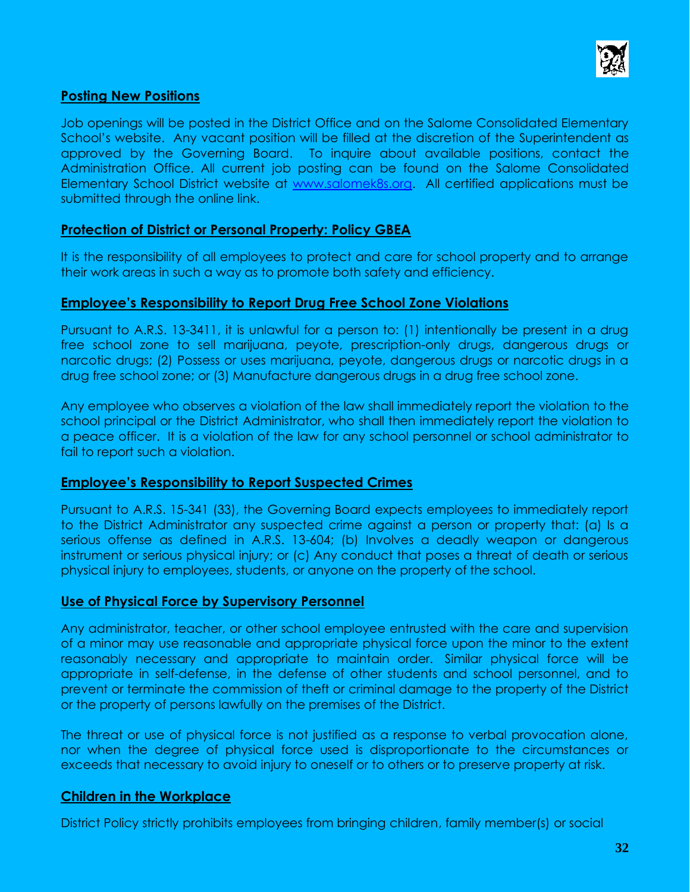## Posting New Positions

Job openings will be posted in the District Office and on the Salome Consolidated Elementary School's website. Any vacant position will be filled at the discretion of the Superintendent as approved by the Governing Board. To inquire about available positions, contact the Administration Office. All current job posting can be found on the Salome Consolidated Elementary School District website at [www.salomek8s.org](http://www.salomek8s.org). All certified applications must be submitted through the online link.

## Protection of District or Personal Property: Policy GBEA

It is the responsibility of all employees to protect and care for school property and to arrange their work areas in such a way as to promote both safety and efficiency.

## Employee's Responsibility to Report Drug Free School Zone Violations

Pursuant to A.R.S. 13-3411, it is unlawful for a person to: (1) intentionally be present in a drug free school zone to sell marijuana, peyote, prescription-only drugs, dangerous drugs or narcotic drugs; (2) Possess or uses marijuana, peyote, dangerous drugs or narcotic drugs in a drug free school zone; or (3) Manufacture dangerous drugs in a drug free school zone.

Any employee who observes a violation of the law shall immediately report the violation to the school principal or the District Administrator, who shall then immediately report the violation to a peace officer. It is a violation of the law for any school personnel or school administrator to fail to report such a violation.

## Employee's Responsibility to Report Suspected Crimes

Pursuant to A.R.S. 15-341 (33), the Governing Board expects employees to immediately report to the District Administrator any suspected crime against a person or property that: (a) Is a serious offense as defined in A.R.S. 13-604; (b) Involves a deadly weapon or dangerous instrument or serious physical injury; or (c) Any conduct that poses a threat of death or serious physical injury to employees, students, or anyone on the property of the school.

## Use of Physical Force by Supervisory Personnel

Any administrator, teacher, or other school employee entrusted with the care and supervision of a minor may use reasonable and appropriate physical force upon the minor to the extent reasonably necessary and appropriate to maintain order. Similar physical force will be appropriate in self-defense, in the defense of other students and school personnel, and to prevent or terminate the commission of theft or criminal damage to the property of the District or the property of persons lawfully on the premises of the District.

The threat or use of physical force is not justified as a response to verbal provocation alone, nor when the degree of physical force used is disproportionate to the circumstances or exceeds that necessary to avoid injury to oneself or to others or to preserve property at risk.

## Children in the Workplace

District Policy strictly prohibits employees from bringing children, family member(s) or social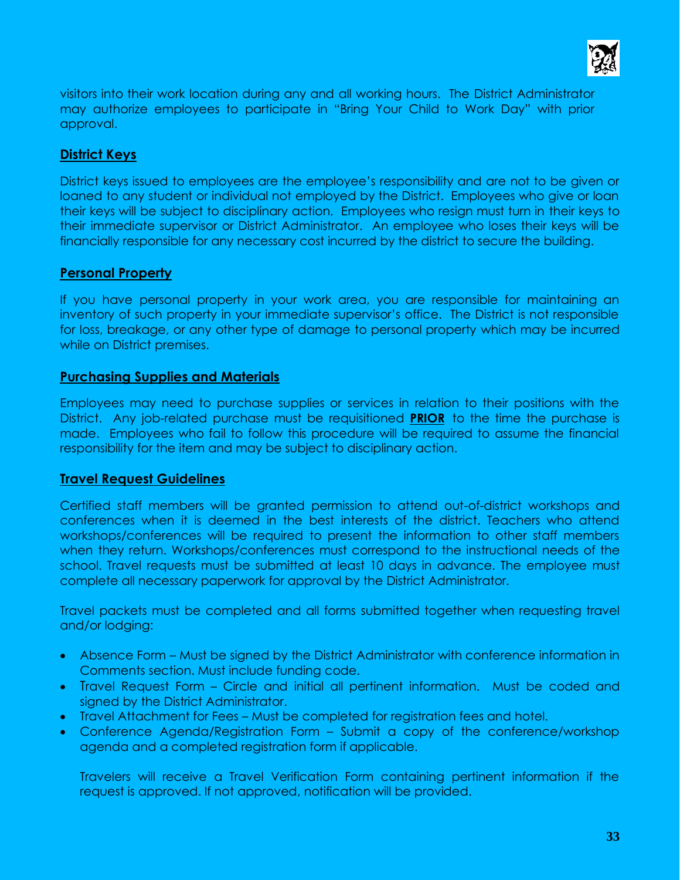visitors into their work location during any and all working hours. The District Administrator may authorize employees to participate in "Bring Your Child to Work Day" with prior approval.

## District Keys

District keys issued to employees are the employee's responsibility and are not to be given or loaned to any student or individual not employed by the District. Employees who give or loan their keys will be subject to disciplinary action. Employees who resign must turn in their keys to their immediate supervisor or District Administrator. An employee who loses their keys will be financially responsible for any necessary cost incurred by the district to secure the building.

## Personal Property

If you have personal property in your work area, you are responsible for maintaining an inventory of such property in your immediate supervisor's office. The District is not responsible for loss, breakage, or any other type of damage to personal property which may be incurred while on District premises.

## Purchasing Supplies and Materials

Employees may need to purchase supplies or services in relation to their positions with the District. Any job-related purchase must be requisitioned **PRIOR** to the time the purchase is made. Employees who fail to follow this procedure will be required to assume the financial responsibility for the item and may be subject to disciplinary action.

## Travel Request Guidelines

Certified staff members will be granted permission to attend out-of-district workshops and conferences when it is deemed in the best interests of the district. Teachers who attend workshops/conferences will be required to present the information to other staff members when they return. Workshops/conferences must correspond to the instructional needs of the school. Travel requests must be submitted at least 10 days in advance. The employee must complete all necessary paperwork for approval by the District Administrator.

Travel packets must be completed and all forms submitted together when requesting travel and/or lodging:

- Absence Form – Must be signed by the District Administrator with conference information in Comments section. Must include funding code.
- Travel Request Form – Circle and initial all pertinent information. Must be coded and signed by the District Administrator.
- Travel Attachment for Fees – Must be completed for registration fees and hotel.
- Conference Agenda/Registration Form – Submit a copy of the conference/workshop agenda and a completed registration form if applicable.

Travelers will receive a Travel Verification Form containing pertinent information if the request is approved. If not approved, notification will be provided.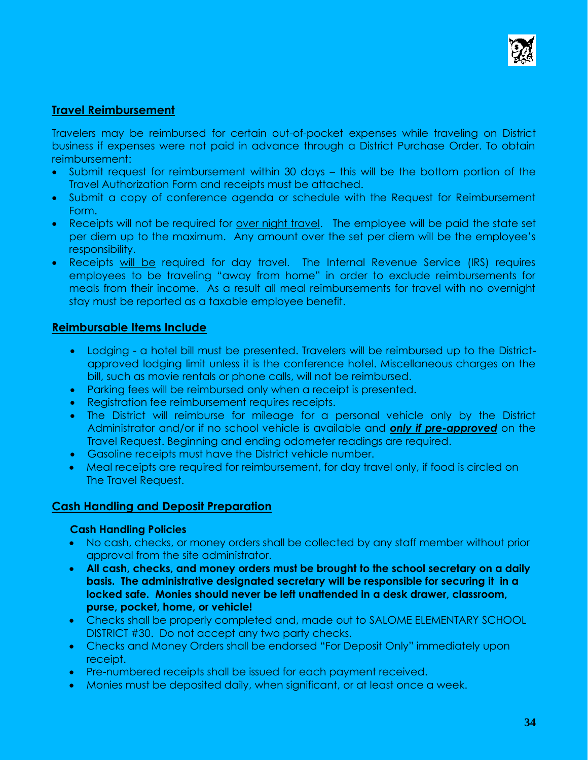## Travel Reimbursement

Travelers may be reimbursed for certain out-of-pocket expenses while traveling on District business if expenses were not paid in advance through a District Purchase Order. To obtain reimbursement:

- Submit request for reimbursement within 30 days – this will be the bottom portion of the Travel Authorization Form and receipts must be attached.
- Submit a copy of conference agenda or schedule with the Request for Reimbursement Form.
- Receipts will not be required for over night travel. The employee will be paid the state set per diem up to the maximum. Any amount over the set per diem will be the employee's responsibility.
- Receipts will be required for day travel. The Internal Revenue Service (IRS) requires employees to be traveling "away from home" in order to exclude reimbursements for meals from their income. As a result all meal reimbursements for travel with no overnight stay must be reported as a taxable employee benefit.

## Reimbursable Items Include

- Lodging - a hotel bill must be presented. Travelers will be reimbursed up to the District-approved lodging limit unless it is the conference hotel. Miscellaneous charges on the bill, such as movie rentals or phone calls, will not be reimbursed.
- Parking fees will be reimbursed only when a receipt is presented.
- Registration fee reimbursement requires receipts.
- The District will reimburse for mileage for a personal vehicle only by the District Administrator and/or if no school vehicle is available and ***only if pre-approved*** on the Travel Request. Beginning and ending odometer readings are required.
- Gasoline receipts must have the District vehicle number.
- Meal receipts are required for reimbursement, for day travel only, if food is circled on The Travel Request.

## Cash Handling and Deposit Preparation

### Cash Handling Policies

- No cash, checks, or money orders shall be collected by any staff member without prior approval from the site administrator.
- **All cash, checks, and money orders must be brought to the school secretary on a daily basis. The administrative designated secretary will be responsible for securing it in a locked safe. Monies should never be left unattended in a desk drawer, classroom, purse, pocket, home, or vehicle!**
- Checks shall be properly completed and, made out to SALOME ELEMENTARY SCHOOL DISTRICT #30. Do not accept any two party checks.
- Checks and Money Orders shall be endorsed "For Deposit Only" immediately upon receipt.
- Pre-numbered receipts shall be issued for each payment received.
- Monies must be deposited daily, when significant, or at least once a week.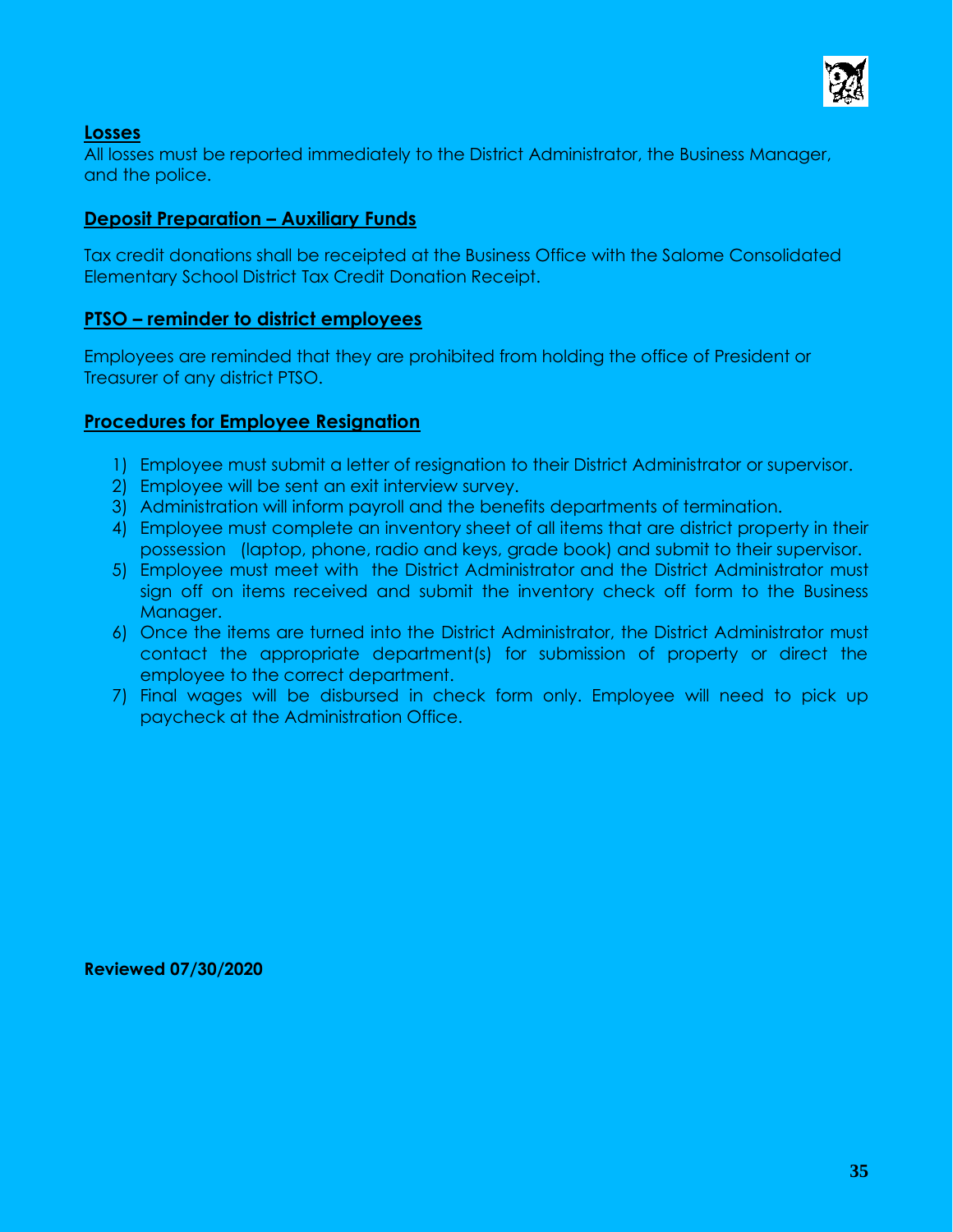## Losses

All losses must be reported immediately to the District Administrator, the Business Manager, and the police.

## Deposit Preparation – Auxiliary Funds

Tax credit donations shall be receipted at the Business Office with the Salome Consolidated Elementary School District Tax Credit Donation Receipt.

## PTSO – reminder to district employees

Employees are reminded that they are prohibited from holding the office of President or Treasurer of any district PTSO.

## Procedures for Employee Resignation

1) Employee must submit a letter of resignation to their District Administrator or supervisor.
2) Employee will be sent an exit interview survey.
3) Administration will inform payroll and the benefits departments of termination.
4) Employee must complete an inventory sheet of all items that are district property in their possession (laptop, phone, radio and keys, grade book) and submit to their supervisor.
5) Employee must meet with the District Administrator and the District Administrator must sign off on items received and submit the inventory check off form to the Business Manager.
6) Once the items are turned into the District Administrator, the District Administrator must contact the appropriate department(s) for submission of property or direct the employee to the correct department.
7) Final wages will be disbursed in check form only. Employee will need to pick up paycheck at the Administration Office.

**Reviewed 07/30/2020**